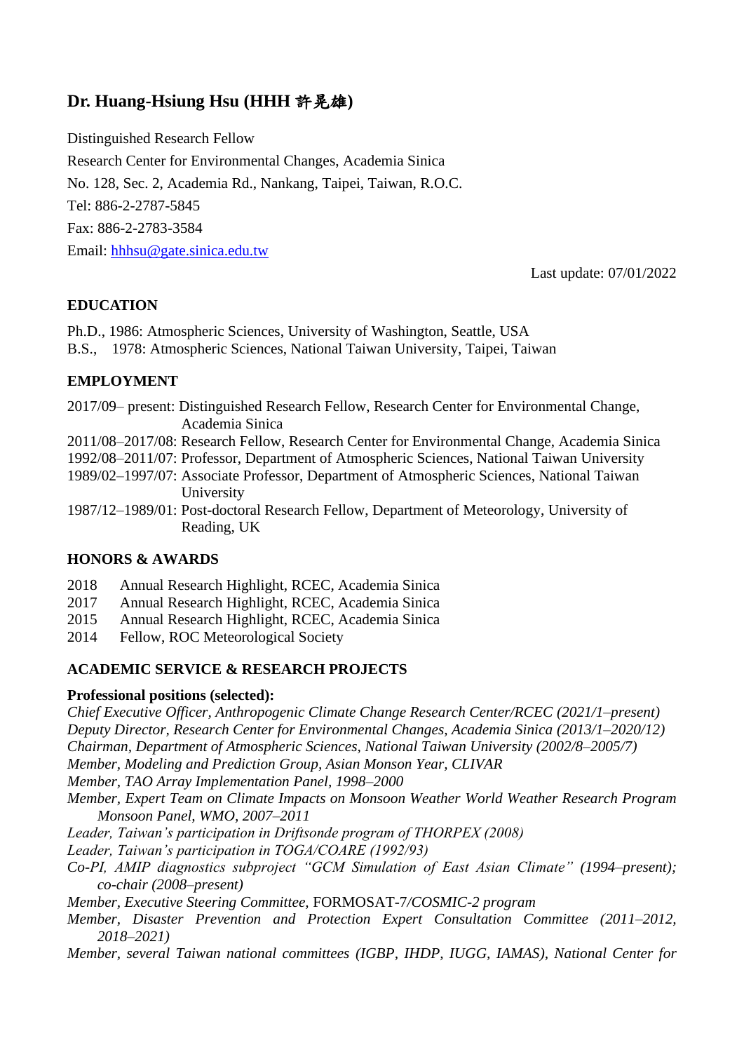# Dr. Huang-Hsiung Hsu (HHH 許晃雄)

Distinguished Research Fellow

Research Center for Environmental Changes, Academia Sinica

No. 128, Sec. 2, Academia Rd., Nankang, Taipei, Taiwan, R.O.C.

Tel: 886-2-2787-5845

Fax: 886-2-2783-3584

Email: hhhsu@gate.sinica.edu.tw

Last update: 07/01/2022

## EDUCATION

Ph.D., 1986: Atmospheric Sciences, University of Washington, Seattle, USA
B.S., 1978: Atmospheric Sciences, National Taiwan University, Taipei, Taiwan

## EMPLOYMENT

2017/09– present: Distinguished Research Fellow, Research Center for Environmental Change, Academia Sinica
2011/08–2017/08: Research Fellow, Research Center for Environmental Change, Academia Sinica
1992/08–2011/07: Professor, Department of Atmospheric Sciences, National Taiwan University
1989/02–1997/07: Associate Professor, Department of Atmospheric Sciences, National Taiwan University
1987/12–1989/01: Post-doctoral Research Fellow, Department of Meteorology, University of Reading, UK

## HONORS & AWARDS

2018 Annual Research Highlight, RCEC, Academia Sinica
2017 Annual Research Highlight, RCEC, Academia Sinica
2015 Annual Research Highlight, RCEC, Academia Sinica
2014 Fellow, ROC Meteorological Society

## ACADEMIC SERVICE & RESEARCH PROJECTS

**Professional positions (selected):**

*Chief Executive Officer, Anthropogenic Climate Change Research Center/RCEC (2021/1–present)*
*Deputy Director, Research Center for Environmental Changes, Academia Sinica (2013/1–2020/12)*
*Chairman, Department of Atmospheric Sciences, National Taiwan University (2002/8–2005/7)*
*Member, Modeling and Prediction Group, Asian Monson Year, CLIVAR*
*Member, TAO Array Implementation Panel, 1998–2000*
*Member, Expert Team on Climate Impacts on Monsoon Weather World Weather Research Program Monsoon Panel, WMO, 2007–2011*
*Leader, Taiwan's participation in Driftsonde program of THORPEX (2008)*
*Leader, Taiwan's participation in TOGA/COARE (1992/93)*
*Co-PI, AMIP diagnostics subproject "GCM Simulation of East Asian Climate" (1994–present); co-chair (2008–present)*
*Member, Executive Steering Committee,* FORMOSAT-7*/COSMIC-2 program*
*Member, Disaster Prevention and Protection Expert Consultation Committee (2011–2012, 2018–2021)*
*Member, several Taiwan national committees (IGBP, IHDP, IUGG, IAMAS), National Center for*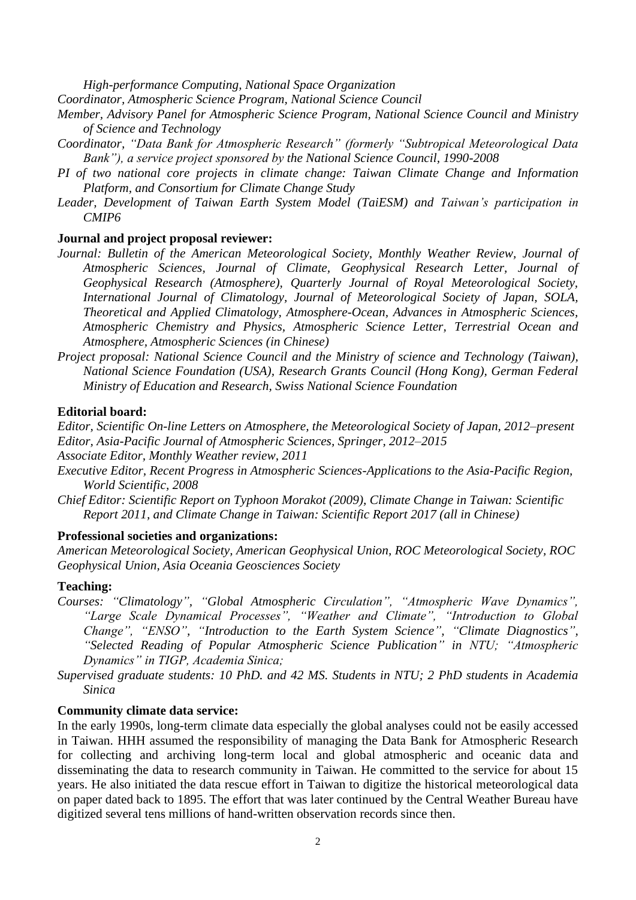*High-performance Computing, National Space Organization*

*Coordinator, Atmospheric Science Program, National Science Council*

*Member, Advisory Panel for Atmospheric Science Program, National Science Council and Ministry of Science and Technology*

*Coordinator, "Data Bank for Atmospheric Research" (formerly "Subtropical Meteorological Data Bank"), a service project sponsored by the National Science Council, 1990-2008*

*PI of two national core projects in climate change: Taiwan Climate Change and Information Platform, and Consortium for Climate Change Study*

*Leader, Development of Taiwan Earth System Model (TaiESM) and Taiwan's participation in CMIP6*

**Journal and project proposal reviewer:**

*Journal: Bulletin of the American Meteorological Society, Monthly Weather Review, Journal of Atmospheric Sciences, Journal of Climate, Geophysical Research Letter, Journal of Geophysical Research (Atmosphere), Quarterly Journal of Royal Meteorological Society, International Journal of Climatology, Journal of Meteorological Society of Japan, SOLA, Theoretical and Applied Climatology, Atmosphere-Ocean, Advances in Atmospheric Sciences, Atmospheric Chemistry and Physics, Atmospheric Science Letter, Terrestrial Ocean and Atmosphere, Atmospheric Sciences (in Chinese)*

*Project proposal: National Science Council and the Ministry of science and Technology (Taiwan), National Science Foundation (USA), Research Grants Council (Hong Kong), German Federal Ministry of Education and Research, Swiss National Science Foundation*

**Editorial board:**

*Editor, Scientific On-line Letters on Atmosphere, the Meteorological Society of Japan, 2012–present*

*Editor, Asia-Pacific Journal of Atmospheric Sciences, Springer, 2012–2015*

*Associate Editor, Monthly Weather review, 2011*

*Executive Editor, Recent Progress in Atmospheric Sciences-Applications to the Asia-Pacific Region, World Scientific, 2008*

*Chief Editor: Scientific Report on Typhoon Morakot (2009), Climate Change in Taiwan: Scientific Report 2011, and Climate Change in Taiwan: Scientific Report 2017 (all in Chinese)*

**Professional societies and organizations:**

*American Meteorological Society, American Geophysical Union, ROC Meteorological Society, ROC Geophysical Union, Asia Oceania Geosciences Society*

**Teaching:**

*Courses: "Climatology", "Global Atmospheric Circulation", "Atmospheric Wave Dynamics", "Large Scale Dynamical Processes", "Weather and Climate", "Introduction to Global Change", "ENSO", "Introduction to the Earth System Science", "Climate Diagnostics", "Selected Reading of Popular Atmospheric Science Publication" in NTU; "Atmospheric Dynamics" in TIGP, Academia Sinica;*

*Supervised graduate students: 10 PhD. and 42 MS. Students in NTU; 2 PhD students in Academia Sinica*

**Community climate data service:**

In the early 1990s, long-term climate data especially the global analyses could not be easily accessed in Taiwan. HHH assumed the responsibility of managing the Data Bank for Atmospheric Research for collecting and archiving long-term local and global atmospheric and oceanic data and disseminating the data to research community in Taiwan. He committed to the service for about 15 years. He also initiated the data rescue effort in Taiwan to digitize the historical meteorological data on paper dated back to 1895. The effort that was later continued by the Central Weather Bureau have digitized several tens millions of hand-written observation records since then.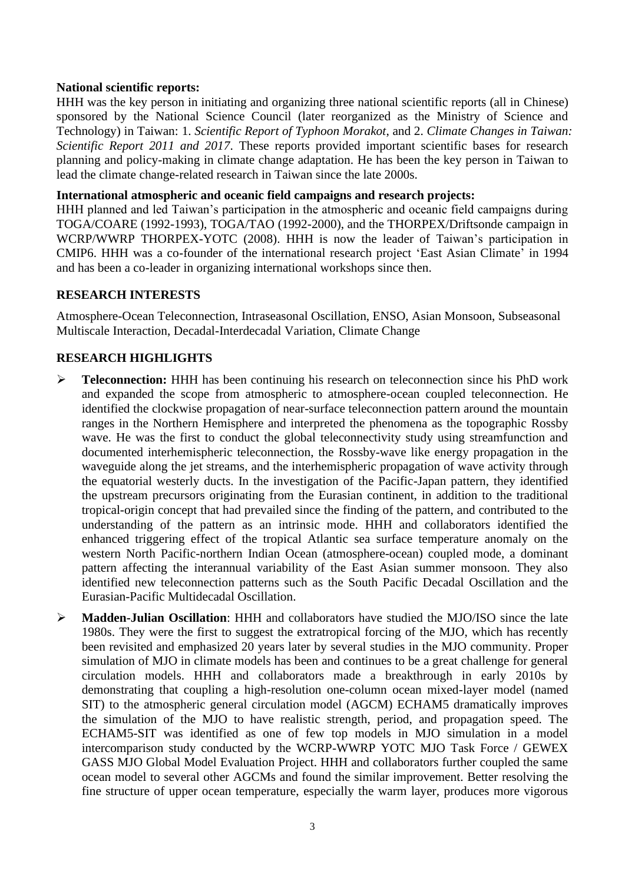**National scientific reports:**

HHH was the key person in initiating and organizing three national scientific reports (all in Chinese) sponsored by the National Science Council (later reorganized as the Ministry of Science and Technology) in Taiwan: 1. *Scientific Report of Typhoon Morakot*, and 2. *Climate Changes in Taiwan: Scientific Report 2011 and 2017*. These reports provided important scientific bases for research planning and policy-making in climate change adaptation. He has been the key person in Taiwan to lead the climate change-related research in Taiwan since the late 2000s.

**International atmospheric and oceanic field campaigns and research projects:**

HHH planned and led Taiwan's participation in the atmospheric and oceanic field campaigns during TOGA/COARE (1992-1993), TOGA/TAO (1992-2000), and the THORPEX/Driftsonde campaign in WCRP/WWRP THORPEX-YOTC (2008). HHH is now the leader of Taiwan's participation in CMIP6. HHH was a co-founder of the international research project 'East Asian Climate' in 1994 and has been a co-leader in organizing international workshops since then.

## RESEARCH INTERESTS

Atmosphere-Ocean Teleconnection, Intraseasonal Oscillation, ENSO, Asian Monsoon, Subseasonal Multiscale Interaction, Decadal-Interdecadal Variation, Climate Change

## RESEARCH HIGHLIGHTS

- **Teleconnection:** HHH has been continuing his research on teleconnection since his PhD work and expanded the scope from atmospheric to atmosphere-ocean coupled teleconnection. He identified the clockwise propagation of near-surface teleconnection pattern around the mountain ranges in the Northern Hemisphere and interpreted the phenomena as the topographic Rossby wave. He was the first to conduct the global teleconnectivity study using streamfunction and documented interhemispheric teleconnection, the Rossby-wave like energy propagation in the waveguide along the jet streams, and the interhemispheric propagation of wave activity through the equatorial westerly ducts. In the investigation of the Pacific-Japan pattern, they identified the upstream precursors originating from the Eurasian continent, in addition to the traditional tropical-origin concept that had prevailed since the finding of the pattern, and contributed to the understanding of the pattern as an intrinsic mode. HHH and collaborators identified the enhanced triggering effect of the tropical Atlantic sea surface temperature anomaly on the western North Pacific-northern Indian Ocean (atmosphere-ocean) coupled mode, a dominant pattern affecting the interannual variability of the East Asian summer monsoon. They also identified new teleconnection patterns such as the South Pacific Decadal Oscillation and the Eurasian-Pacific Multidecadal Oscillation.
- **Madden-Julian Oscillation**: HHH and collaborators have studied the MJO/ISO since the late 1980s. They were the first to suggest the extratropical forcing of the MJO, which has recently been revisited and emphasized 20 years later by several studies in the MJO community. Proper simulation of MJO in climate models has been and continues to be a great challenge for general circulation models. HHH and collaborators made a breakthrough in early 2010s by demonstrating that coupling a high-resolution one-column ocean mixed-layer model (named SIT) to the atmospheric general circulation model (AGCM) ECHAM5 dramatically improves the simulation of the MJO to have realistic strength, period, and propagation speed. The ECHAM5-SIT was identified as one of few top models in MJO simulation in a model intercomparison study conducted by the WCRP-WWRP YOTC MJO Task Force / GEWEX GASS MJO Global Model Evaluation Project. HHH and collaborators further coupled the same ocean model to several other AGCMs and found the similar improvement. Better resolving the fine structure of upper ocean temperature, especially the warm layer, produces more vigorous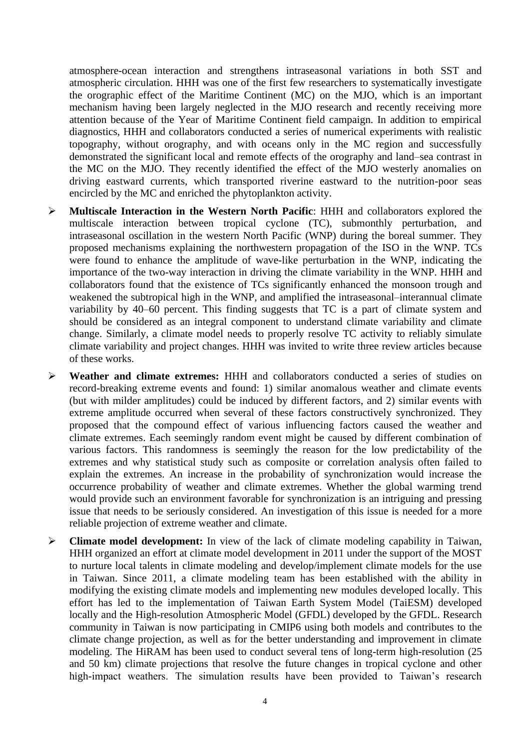atmosphere-ocean interaction and strengthens intraseasonal variations in both SST and atmospheric circulation. HHH was one of the first few researchers to systematically investigate the orographic effect of the Maritime Continent (MC) on the MJO, which is an important mechanism having been largely neglected in the MJO research and recently receiving more attention because of the Year of Maritime Continent field campaign. In addition to empirical diagnostics, HHH and collaborators conducted a series of numerical experiments with realistic topography, without orography, and with oceans only in the MC region and successfully demonstrated the significant local and remote effects of the orography and land–sea contrast in the MC on the MJO. They recently identified the effect of the MJO westerly anomalies on driving eastward currents, which transported riverine eastward to the nutrition-poor seas encircled by the MC and enriched the phytoplankton activity.

- **Multiscale Interaction in the Western North Pacific**: HHH and collaborators explored the multiscale interaction between tropical cyclone (TC), submonthly perturbation, and intraseasonal oscillation in the western North Pacific (WNP) during the boreal summer. They proposed mechanisms explaining the northwestern propagation of the ISO in the WNP. TCs were found to enhance the amplitude of wave-like perturbation in the WNP, indicating the importance of the two-way interaction in driving the climate variability in the WNP. HHH and collaborators found that the existence of TCs significantly enhanced the monsoon trough and weakened the subtropical high in the WNP, and amplified the intraseasonal–interannual climate variability by 40–60 percent. This finding suggests that TC is a part of climate system and should be considered as an integral component to understand climate variability and climate change. Similarly, a climate model needs to properly resolve TC activity to reliably simulate climate variability and project changes. HHH was invited to write three review articles because of these works.

- **Weather and climate extremes:** HHH and collaborators conducted a series of studies on record-breaking extreme events and found: 1) similar anomalous weather and climate events (but with milder amplitudes) could be induced by different factors, and 2) similar events with extreme amplitude occurred when several of these factors constructively synchronized. They proposed that the compound effect of various influencing factors caused the weather and climate extremes. Each seemingly random event might be caused by different combination of various factors. This randomness is seemingly the reason for the low predictability of the extremes and why statistical study such as composite or correlation analysis often failed to explain the extremes. An increase in the probability of synchronization would increase the occurrence probability of weather and climate extremes. Whether the global warming trend would provide such an environment favorable for synchronization is an intriguing and pressing issue that needs to be seriously considered. An investigation of this issue is needed for a more reliable projection of extreme weather and climate.

- **Climate model development:** In view of the lack of climate modeling capability in Taiwan, HHH organized an effort at climate model development in 2011 under the support of the MOST to nurture local talents in climate modeling and develop/implement climate models for the use in Taiwan. Since 2011, a climate modeling team has been established with the ability in modifying the existing climate models and implementing new modules developed locally. This effort has led to the implementation of Taiwan Earth System Model (TaiESM) developed locally and the High-resolution Atmospheric Model (GFDL) developed by the GFDL. Research community in Taiwan is now participating in CMIP6 using both models and contributes to the climate change projection, as well as for the better understanding and improvement in climate modeling. The HiRAM has been used to conduct several tens of long-term high-resolution (25 and 50 km) climate projections that resolve the future changes in tropical cyclone and other high-impact weathers. The simulation results have been provided to Taiwan's research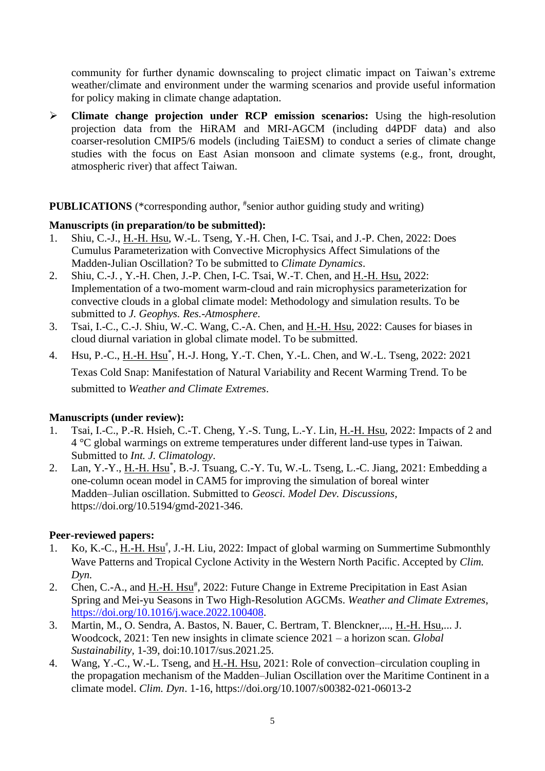community for further dynamic downscaling to project climatic impact on Taiwan's extreme weather/climate and environment under the warming scenarios and provide useful information for policy making in climate change adaptation.

- **Climate change projection under RCP emission scenarios:** Using the high-resolution projection data from the HiRAM and MRI-AGCM (including d4PDF data) and also coarser-resolution CMIP5/6 models (including TaiESM) to conduct a series of climate change studies with the focus on East Asian monsoon and climate systems (e.g., front, drought, atmospheric river) that affect Taiwan.

**PUBLICATIONS** (*corresponding author, #senior author guiding study and writing)

**Manuscripts (in preparation/to be submitted):**

1. Shiu, C.-J., H.-H. Hsu, W.-L. Tseng, Y.-H. Chen, I-C. Tsai, and J.-P. Chen, 2022: Does Cumulus Parameterization with Convective Microphysics Affect Simulations of the Madden-Julian Oscillation? To be submitted to *Climate Dynamics*.
2. Shiu, C.-J. , Y.-H. Chen, J.-P. Chen, I-C. Tsai, W.-T. Chen, and H.-H. Hsu, 2022: Implementation of a two-moment warm-cloud and rain microphysics parameterization for convective clouds in a global climate model: Methodology and simulation results. To be submitted to *J. Geophys. Res.-Atmosphere*.
3. Tsai, I.-C., C.-J. Shiu, W.-C. Wang, C.-A. Chen, and H.-H. Hsu, 2022: Causes for biases in cloud diurnal variation in global climate model. To be submitted.
4. Hsu, P.-C., H.-H. Hsu*, H.-J. Hong, Y.-T. Chen, Y.-L. Chen, and W.-L. Tseng, 2022: 2021 Texas Cold Snap: Manifestation of Natural Variability and Recent Warming Trend. To be submitted to *Weather and Climate Extremes*.

**Manuscripts (under review):**

1. Tsai, I.-C., P.-R. Hsieh, C.-T. Cheng, Y.-S. Tung, L.-Y. Lin, H.-H. Hsu, 2022: Impacts of 2 and 4 °C global warmings on extreme temperatures under different land-use types in Taiwan. Submitted to *Int. J. Climatology*.
2. Lan, Y.-Y., H.-H. Hsu*, B.-J. Tsuang, C.-Y. Tu, W.-L. Tseng, L.-C. Jiang, 2021: Embedding a one-column ocean model in CAM5 for improving the simulation of boreal winter Madden–Julian oscillation. Submitted to *Geosci. Model Dev. Discussions*, https://doi.org/10.5194/gmd-2021-346.

**Peer-reviewed papers:**

1. Ko, K.-C., H.-H. Hsu#, J.-H. Liu, 2022: Impact of global warming on Summertime Submonthly Wave Patterns and Tropical Cyclone Activity in the Western North Pacific. Accepted by *Clim. Dyn.*
2. Chen, C.-A., and H.-H. Hsu#, 2022: Future Change in Extreme Precipitation in East Asian Spring and Mei-yu Seasons in Two High-Resolution AGCMs. *Weather and Climate Extremes*, https://doi.org/10.1016/j.wace.2022.100408.
3. Martin, M., O. Sendra, A. Bastos, N. Bauer, C. Bertram, T. Blenckner,..., H.-H. Hsu,... J. Woodcock, 2021: Ten new insights in climate science 2021 – a horizon scan. *Global Sustainability*, 1-39, doi:10.1017/sus.2021.25.
4. Wang, Y.-C., W.-L. Tseng, and H.-H. Hsu, 2021: Role of convection–circulation coupling in the propagation mechanism of the Madden–Julian Oscillation over the Maritime Continent in a climate model. *Clim. Dyn*. 1-16, https://doi.org/10.1007/s00382-021-06013-2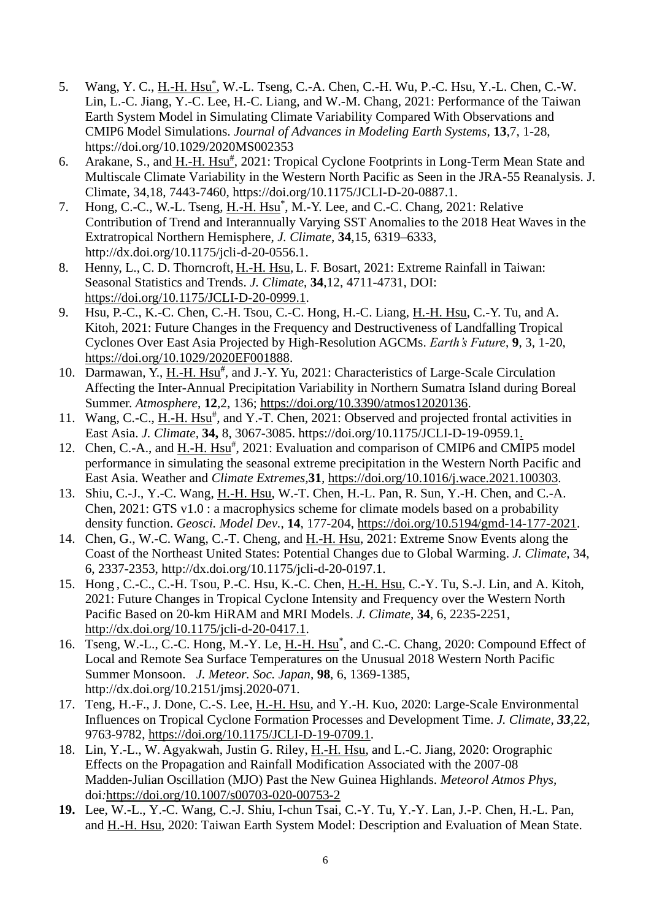5. Wang, Y. C., H.-H. Hsu[*], W.-L. Tseng, C.-A. Chen, C.-H. Wu, P.-C. Hsu, Y.-L. Chen, C.-W. Lin, L.-C. Jiang, Y.-C. Lee, H.-C. Liang, and W.-M. Chang, 2021: Performance of the Taiwan Earth System Model in Simulating Climate Variability Compared With Observations and CMIP6 Model Simulations. *Journal of Advances in Modeling Earth Systems*, **13**,7, 1-28, https://doi.org/10.1029/2020MS002353
6. Arakane, S., and H.-H. Hsu[#], 2021: Tropical Cyclone Footprints in Long-Term Mean State and Multiscale Climate Variability in the Western North Pacific as Seen in the JRA-55 Reanalysis. J. Climate, 34,18, 7443-7460, https://doi.org/10.1175/JCLI-D-20-0887.1.
7. Hong, C.-C., W.-L. Tseng, H.-H. Hsu[*], M.-Y. Lee, and C.-C. Chang, 2021: Relative Contribution of Trend and Interannually Varying SST Anomalies to the 2018 Heat Waves in the Extratropical Northern Hemisphere, *J. Climate*, **34**,15, 6319–6333, http://dx.doi.org/10.1175/jcli-d-20-0556.1.
8. Henny, L., C. D. Thorncroft, H.-H. Hsu, L. F. Bosart, 2021: Extreme Rainfall in Taiwan: Seasonal Statistics and Trends. *J. Climate*, **34**,12, 4711-4731, DOI: https://doi.org/10.1175/JCLI-D-20-0999.1.
9. Hsu, P.-C., K.-C. Chen, C.-H. Tsou, C.-C. Hong, H.-C. Liang, H.-H. Hsu, C.-Y. Tu, and A. Kitoh, 2021: Future Changes in the Frequency and Destructiveness of Landfalling Tropical Cyclones Over East Asia Projected by High-Resolution AGCMs. *Earth's Future*, **9**, 3, 1-20, https://doi.org/10.1029/2020EF001888.
10. Darmawan, Y., H.-H. Hsu[#], and J.-Y. Yu, 2021: Characteristics of Large-Scale Circulation Affecting the Inter-Annual Precipitation Variability in Northern Sumatra Island during Boreal Summer. *Atmosphere*, **12**,2, 136; https://doi.org/10.3390/atmos12020136.
11. Wang, C.-C., H.-H. Hsu[#], and Y.-T. Chen, 2021: Observed and projected frontal activities in East Asia. *J. Climate*, **34,** 8, 3067-3085. https://doi.org/10.1175/JCLI-D-19-0959.1.
12. Chen, C.-A., and H.-H. Hsu[#], 2021: Evaluation and comparison of CMIP6 and CMIP5 model performance in simulating the seasonal extreme precipitation in the Western North Pacific and East Asia. Weather and *Climate Extremes*,**31**, https://doi.org/10.1016/j.wace.2021.100303.
13. Shiu, C.-J., Y.-C. Wang, H.-H. Hsu, W.-T. Chen, H.-L. Pan, R. Sun, Y.-H. Chen, and C.-A. Chen, 2021: GTS v1.0 : a macrophysics scheme for climate models based on a probability density function. *Geosci. Model Dev.*, **14**, 177-204, https://doi.org/10.5194/gmd-14-177-2021.
14. Chen, G., W.-C. Wang, C.-T. Cheng, and H.-H. Hsu, 2021: Extreme Snow Events along the Coast of the Northeast United States: Potential Changes due to Global Warming. *J. Climate*, 34, 6, 2337-2353, http://dx.doi.org/10.1175/jcli-d-20-0197.1.
15. Hong , C.-C., C.-H. Tsou, P.-C. Hsu, K.-C. Chen, H.-H. Hsu, C.-Y. Tu, S.-J. Lin, and A. Kitoh, 2021: Future Changes in Tropical Cyclone Intensity and Frequency over the Western North Pacific Based on 20-km HiRAM and MRI Models. *J. Climate*, **34**, 6, 2235-2251, http://dx.doi.org/10.1175/jcli-d-20-0417.1.
16. Tseng, W.-L., C.-C. Hong, M.-Y. Le, H.-H. Hsu[*], and C.-C. Chang, 2020: Compound Effect of Local and Remote Sea Surface Temperatures on the Unusual 2018 Western North Pacific Summer Monsoon. *J. Meteor. Soc. Japan*, **98**, 6, 1369-1385, http://dx.doi.org/10.2151/jmsj.2020-071.
17. Teng, H.-F., J. Done, C.-S. Lee, H.-H. Hsu, and Y.-H. Kuo, 2020: Large-Scale Environmental Influences on Tropical Cyclone Formation Processes and Development Time. *J. Climate, **33***,22, 9763-9782, https://doi.org/10.1175/JCLI-D-19-0709.1.
18. Lin, Y.-L., W. Agyakwah, Justin G. Riley, H.-H. Hsu, and L.-C. Jiang, 2020: Orographic Effects on the Propagation and Rainfall Modification Associated with the 2007-08 Madden-Julian Oscillation (MJO) Past the New Guinea Highlands. *Meteorol Atmos Phys*, doi:https://doi.org/10.1007/s00703-020-00753-2
19. Lee, W.-L., Y.-C. Wang, C.-J. Shiu, I-chun Tsai, C.-Y. Tu, Y.-Y. Lan, J.-P. Chen, H.-L. Pan, and H.-H. Hsu, 2020: Taiwan Earth System Model: Description and Evaluation of Mean State.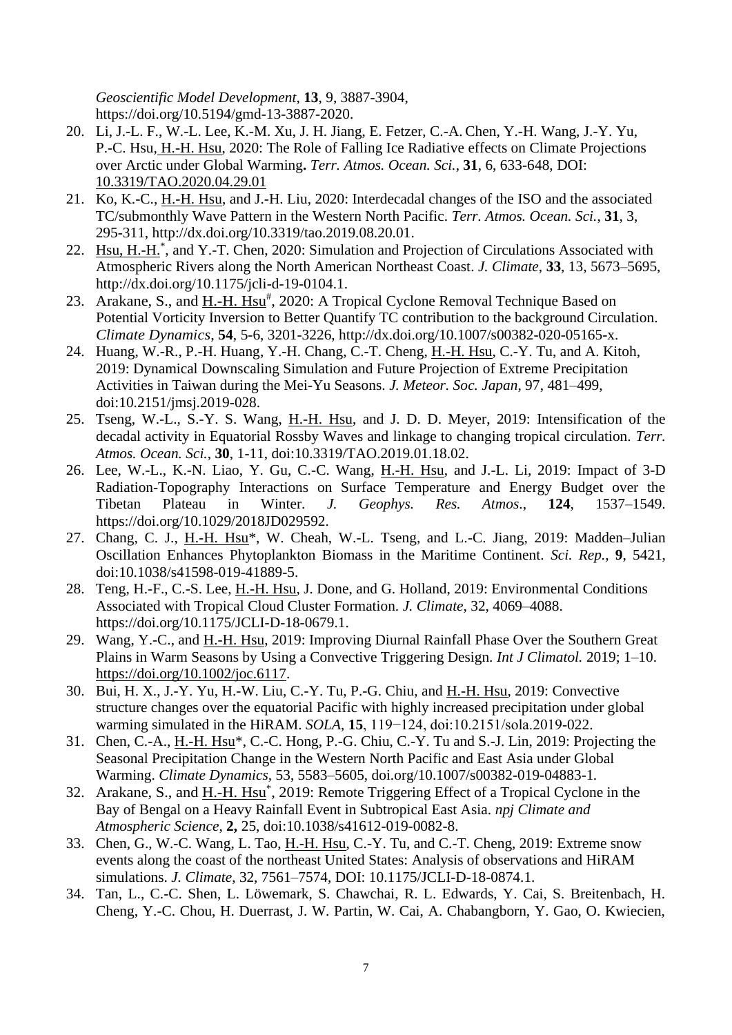*Geoscientific Model Development*, **13**, 9, 3887-3904, https://doi.org/10.5194/gmd-13-3887-2020.

20. Li, J.-L. F., W.-L. Lee, K.-M. Xu, J. H. Jiang, E. Fetzer, C.-A. Chen, Y.-H. Wang, J.-Y. Yu, P.-C. Hsu, H.-H. Hsu, 2020: The Role of Falling Ice Radiative effects on Climate Projections over Arctic under Global Warming**.** *Terr. Atmos. Ocean. Sci.*, **31**, 6, 633-648, DOI: 10.3319/TAO.2020.04.29.01
21. Ko, K.-C., H.-H. Hsu, and J.-H. Liu, 2020: Interdecadal changes of the ISO and the associated TC/submonthly Wave Pattern in the Western North Pacific. *Terr. Atmos. Ocean. Sci.*, **31**, 3, 295-311, http://dx.doi.org/10.3319/tao.2019.08.20.01.
22. Hsu, H.-H.*, and Y.-T. Chen, 2020: Simulation and Projection of Circulations Associated with Atmospheric Rivers along the North American Northeast Coast. *J. Climate*, **33**, 13, 5673–5695, http://dx.doi.org/10.1175/jcli-d-19-0104.1.
23. Arakane, S., and H.-H. Hsu#, 2020: A Tropical Cyclone Removal Technique Based on Potential Vorticity Inversion to Better Quantify TC contribution to the background Circulation. *Climate Dynamics*, **54**, 5-6, 3201-3226, http://dx.doi.org/10.1007/s00382-020-05165-x.
24. Huang, W.-R., P.-H. Huang, Y.-H. Chang, C.-T. Cheng, H.-H. Hsu, C.-Y. Tu, and A. Kitoh, 2019: Dynamical Downscaling Simulation and Future Projection of Extreme Precipitation Activities in Taiwan during the Mei-Yu Seasons. *J. Meteor. Soc. Japan*, 97, 481–499, doi:10.2151/jmsj.2019-028.
25. Tseng, W.-L., S.-Y. S. Wang, H.-H. Hsu, and J. D. D. Meyer, 2019: Intensification of the decadal activity in Equatorial Rossby Waves and linkage to changing tropical circulation. *Terr. Atmos. Ocean. Sci.*, **30**, 1-11, doi:10.3319/TAO.2019.01.18.02.
26. Lee, W.-L., K.-N. Liao, Y. Gu, C.-C. Wang, H.-H. Hsu, and J.-L. Li, 2019: Impact of 3-D Radiation-Topography Interactions on Surface Temperature and Energy Budget over the Tibetan Plateau in Winter. *J. Geophys. Res. Atmos.*, **124**, 1537–1549. https://doi.org/10.1029/2018JD029592.
27. Chang, C. J., H.-H. Hsu*, W. Cheah, W.-L. Tseng, and L.-C. Jiang, 2019: Madden–Julian Oscillation Enhances Phytoplankton Biomass in the Maritime Continent. *Sci. Rep.*, **9**, 5421, doi:10.1038/s41598-019-41889-5.
28. Teng, H.-F., C.-S. Lee, H.-H. Hsu, J. Done, and G. Holland, 2019: Environmental Conditions Associated with Tropical Cloud Cluster Formation. *J. Climate*, 32, 4069–4088. https://doi.org/10.1175/JCLI-D-18-0679.1.
29. Wang, Y.-C., and H.-H. Hsu, 2019: Improving Diurnal Rainfall Phase Over the Southern Great Plains in Warm Seasons by Using a Convective Triggering Design. *Int J Climatol.* 2019; 1–10. https://doi.org/10.1002/joc.6117.
30. Bui, H. X., J.-Y. Yu, H.-W. Liu, C.-Y. Tu, P.-G. Chiu, and H.-H. Hsu, 2019: Convective structure changes over the equatorial Pacific with highly increased precipitation under global warming simulated in the HiRAM. *SOLA*, **15**, 119−124, doi:10.2151/sola.2019-022.
31. Chen, C.-A., H.-H. Hsu*, C.-C. Hong, P.-G. Chiu, C.-Y. Tu and S.-J. Lin, 2019: Projecting the Seasonal Precipitation Change in the Western North Pacific and East Asia under Global Warming. *Climate Dynamics*, 53, 5583–5605, doi.org/10.1007/s00382-019-04883-1.
32. Arakane, S., and H.-H. Hsu*, 2019: Remote Triggering Effect of a Tropical Cyclone in the Bay of Bengal on a Heavy Rainfall Event in Subtropical East Asia. *npj Climate and Atmospheric Science*, **2,** 25, doi:10.1038/s41612-019-0082-8.
33. Chen, G., W.-C. Wang, L. Tao, H.-H. Hsu, C.-Y. Tu, and C.-T. Cheng, 2019: Extreme snow events along the coast of the northeast United States: Analysis of observations and HiRAM simulations. *J. Climate*, 32, 7561–7574, DOI: 10.1175/JCLI-D-18-0874.1.
34. Tan, L., C.-C. Shen, L. Löwemark, S. Chawchai, R. L. Edwards, Y. Cai, S. Breitenbach, H. Cheng, Y.-C. Chou, H. Duerrast, J. W. Partin, W. Cai, A. Chabangborn, Y. Gao, O. Kwiecien,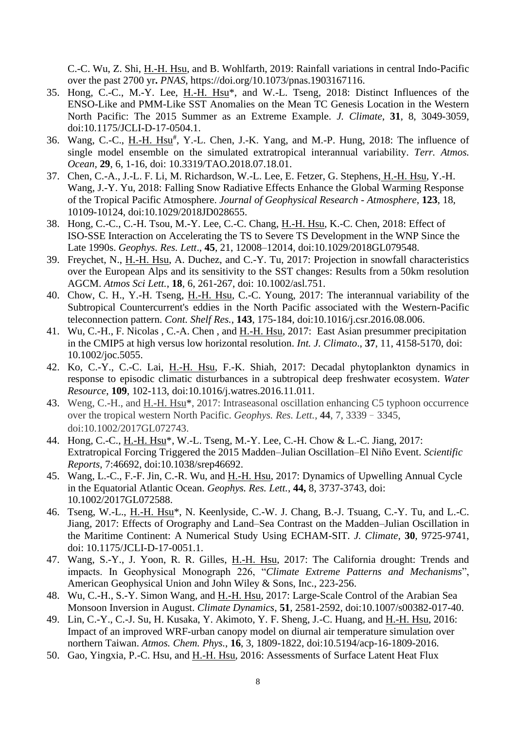C.-C. Wu, Z. Shi, H.-H. Hsu, and B. Wohlfarth, 2019: Rainfall variations in central Indo-Pacific over the past 2700 yr**.** *PNAS*, https://doi.org/10.1073/pnas.1903167116.

35. Hong, C.-C., M.-Y. Lee, H.-H. Hsu*, and W.-L. Tseng, 2018: Distinct Influences of the ENSO-Like and PMM-Like SST Anomalies on the Mean TC Genesis Location in the Western North Pacific: The 2015 Summer as an Extreme Example. *J. Climate*, **31**, 8, 3049-3059, doi:10.1175/JCLI-D-17-0504.1.
36. Wang, C.-C., H.-H. Hsu#, Y.-L. Chen, J.-K. Yang, and M.-P. Hung, 2018: The influence of single model ensemble on the simulated extratropical interannual variability. *Terr. Atmos. Ocean*, **29**, 6, 1-16, doi: 10.3319/TAO.2018.07.18.01.
37. Chen, C.-A., J.-L. F. Li, M. Richardson, W.-L. Lee, E. Fetzer, G. Stephens, H.-H. Hsu, Y.-H. Wang, J.-Y. Yu, 2018: Falling Snow Radiative Effects Enhance the Global Warming Response of the Tropical Pacific Atmosphere. *Journal of Geophysical Research - Atmosphere*, **123**, 18, 10109-10124, doi:10.1029/2018JD028655.
38. Hong, C.-C., C.-H. Tsou, M.-Y. Lee, C.-C. Chang, H.-H. Hsu, K.-C. Chen, 2018: Effect of ISO-SSE Interaction on Accelerating the TS to Severe TS Development in the WNP Since the Late 1990s. *Geophys. Res. Lett*., **45**, 21, 12008–12014, doi:10.1029/2018GL079548.
39. Freychet, N., H.-H. Hsu, A. Duchez, and C.-Y. Tu, 2017: Projection in snowfall characteristics over the European Alps and its sensitivity to the SST changes: Results from a 50km resolution AGCM. *Atmos Sci Lett.*, **18**, 6, 261-267, doi: 10.1002/asl.751.
40. Chow, C. H., Y.-H. Tseng, H.-H. Hsu, C.-C. Young, 2017: The interannual variability of the Subtropical Countercurrent's eddies in the North Pacific associated with the Western-Pacific teleconnection pattern. *Cont. Shelf Res.*, **143**, 175-184, doi:10.1016/j.csr.2016.08.006.
41. Wu, C.-H., F. Nicolas , C.-A. Chen , and H.-H. Hsu, 2017: East Asian presummer precipitation in the CMIP5 at high versus low horizontal resolution. *Int. J. Climato*., **37**, 11, 4158-5170, doi: 10.1002/joc.5055.
42. Ko, C.-Y., C.-C. Lai, H.-H. Hsu, F.-K. Shiah, 2017: Decadal phytoplankton dynamics in response to episodic climatic disturbances in a subtropical deep freshwater ecosystem. *Water Resource*, **109**, 102-113, doi:10.1016/j.watres.2016.11.011.
43. Weng, C.-H., and H.-H. Hsu*, 2017: Intraseasonal oscillation enhancing C5 typhoon occurrence over the tropical western North Pacific. *Geophys. Res. Lett.*, **44**, 7, 3339 – 3345, doi:10.1002/2017GL072743.
44. Hong, C.-C., H.-H. Hsu*, W.-L. Tseng, M.-Y. Lee, C.-H. Chow & L.-C. Jiang, 2017: Extratropical Forcing Triggered the 2015 Madden–Julian Oscillation–El Niño Event. *Scientific Reports*, 7:46692, doi:10.1038/srep46692.
45. Wang, L.-C., F.-F. Jin, C.-R. Wu, and H.-H. Hsu, 2017: Dynamics of Upwelling Annual Cycle in the Equatorial Atlantic Ocean. *Geophys. Res. Lett.*, **44,** 8, 3737-3743, doi: 10.1002/2017GL072588.
46. Tseng, W.-L., H.-H. Hsu*, N. Keenlyside, C.-W. J. Chang, B.-J. Tsuang, C.-Y. Tu, and L.-C. Jiang, 2017: Effects of Orography and Land–Sea Contrast on the Madden–Julian Oscillation in the Maritime Continent: A Numerical Study Using ECHAM-SIT. *J. Climate*, **30**, 9725-9741, doi: 10.1175/JCLI-D-17-0051.1.
47. Wang, S.-Y., J. Yoon, R. R. Gilles, H.-H. Hsu, 2017: The California drought: Trends and impacts. In Geophysical Monograph 226, "*Climate Extreme Patterns and Mechanisms*", American Geophysical Union and John Wiley & Sons, Inc., 223-256.
48. Wu, C.-H., S.-Y. Simon Wang, and H.-H. Hsu, 2017: Large-Scale Control of the Arabian Sea Monsoon Inversion in August. *Climate Dynamics*, **51**, 2581-2592, doi:10.1007/s00382-017-40.
49. Lin, C.-Y., C.-J. Su, H. Kusaka, Y. Akimoto, Y. F. Sheng, J.-C. Huang, and H.-H. Hsu, 2016: Impact of an improved WRF-urban canopy model on diurnal air temperature simulation over northern Taiwan. *Atmos. Chem. Phys.*, **16**, 3, 1809-1822, doi:10.5194/acp-16-1809-2016.
50. Gao, Yingxia, P.-C. Hsu, and H.-H. Hsu, 2016: Assessments of Surface Latent Heat Flux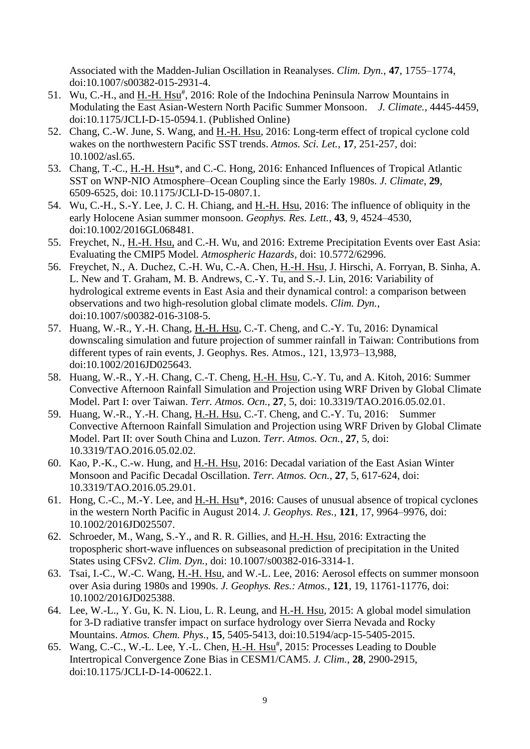Associated with the Madden-Julian Oscillation in Reanalyses. *Clim. Dyn.*, **47**, 1755–1774, doi:10.1007/s00382-015-2931-4.

51. Wu, C.-H., and H.-H. Hsu[#], 2016: Role of the Indochina Peninsula Narrow Mountains in Modulating the East Asian-Western North Pacific Summer Monsoon. *J. Climate.*, 4445-4459, doi:10.1175/JCLI-D-15-0594.1. (Published Online)
52. Chang, C.-W. June, S. Wang, and H.-H. Hsu, 2016: Long-term effect of tropical cyclone cold wakes on the northwestern Pacific SST trends. *Atmos. Sci. Let.*, **17**, 251-257, doi: 10.1002/asl.65.
53. Chang, T.-C., H.-H. Hsu*, and C.-C. Hong, 2016: Enhanced Influences of Tropical Atlantic SST on WNP-NIO Atmosphere–Ocean Coupling since the Early 1980s. *J. Climate*, **29**, 6509-6525, doi: 10.1175/JCLI-D-15-0807.1.
54. Wu, C.-H., S.-Y. Lee, J. C. H. Chiang, and H.-H. Hsu, 2016: The influence of obliquity in the early Holocene Asian summer monsoon. *Geophys. Res. Lett.*, **43**, 9, 4524–4530, doi:10.1002/2016GL068481.
55. Freychet, N., H.-H. Hsu, and C.-H. Wu, and 2016: Extreme Precipitation Events over East Asia: Evaluating the CMIP5 Model. *Atmospheric Hazards*, doi: 10.5772/62996.
56. Freychet, N., A. Duchez, C.-H. Wu, C.-A. Chen, H.-H. Hsu, J. Hirschi, A. Forryan, B. Sinha, A. L. New and T. Graham, M. B. Andrews, C.-Y. Tu, and S.-J. Lin, 2016: Variability of hydrological extreme events in East Asia and their dynamical control: a comparison between observations and two high-resolution global climate models. *Clim. Dyn.*, doi:10.1007/s00382-016-3108-5.
57. Huang, W.-R., Y.-H. Chang, H.-H. Hsu, C.-T. Cheng, and C.-Y. Tu, 2016: Dynamical downscaling simulation and future projection of summer rainfall in Taiwan: Contributions from different types of rain events, J. Geophys. Res. Atmos., 121, 13,973–13,988, doi:10.1002/2016JD025643.
58. Huang, W.-R., Y.-H. Chang, C.-T. Cheng, H.-H. Hsu, C.-Y. Tu, and A. Kitoh, 2016: Summer Convective Afternoon Rainfall Simulation and Projection using WRF Driven by Global Climate Model. Part I: over Taiwan. *Terr. Atmos. Ocn.*, **27**, 5, doi: 10.3319/TAO.2016.05.02.01.
59. Huang, W.-R., Y.-H. Chang, H.-H. Hsu, C.-T. Cheng, and C.-Y. Tu, 2016: Summer Convective Afternoon Rainfall Simulation and Projection using WRF Driven by Global Climate Model. Part II: over South China and Luzon. *Terr. Atmos. Ocn.*, **27**, 5, doi: 10.3319/TAO.2016.05.02.02.
60. Kao, P.-K., C.-w. Hung, and H.-H. Hsu, 2016: Decadal variation of the East Asian Winter Monsoon and Pacific Decadal Oscillation. *Terr. Atmos. Ocn.*, **27**, 5, 617-624, doi: 10.3319/TAO.2016.05.29.01.
61. Hong, C.-C., M.-Y. Lee, and H.-H. Hsu*, 2016: Causes of unusual absence of tropical cyclones in the western North Pacific in August 2014. *J. Geophys. Res.*, **121**, 17, 9964–9976, doi: 10.1002/2016JD025507.
62. Schroeder, M., Wang, S.-Y., and R. R. Gillies, and H.-H. Hsu, 2016: Extracting the tropospheric short-wave influences on subseasonal prediction of precipitation in the United States using CFSv2. *Clim. Dyn.*, doi: 10.1007/s00382-016-3314-1.
63. Tsai, I.-C., W.-C. Wang, H.-H. Hsu, and W.-L. Lee, 2016: Aerosol effects on summer monsoon over Asia during 1980s and 1990s. *J. Geophys. Res.: Atmos.*, **121**, 19, 11761-11776, doi: 10.1002/2016JD025388.
64. Lee, W.-L., Y. Gu, K. N. Liou, L. R. Leung, and H.-H. Hsu, 2015: A global model simulation for 3-D radiative transfer impact on surface hydrology over Sierra Nevada and Rocky Mountains. *Atmos. Chem. Phys.*, **15**, 5405-5413, doi:10.5194/acp-15-5405-2015.
65. Wang, C.-C., W.-L. Lee, Y.-L. Chen, H.-H. Hsu[#], 2015: Processes Leading to Double Intertropical Convergence Zone Bias in CESM1/CAM5. *J. Clim.*, **28**, 2900-2915, doi:10.1175/JCLI-D-14-00622.1.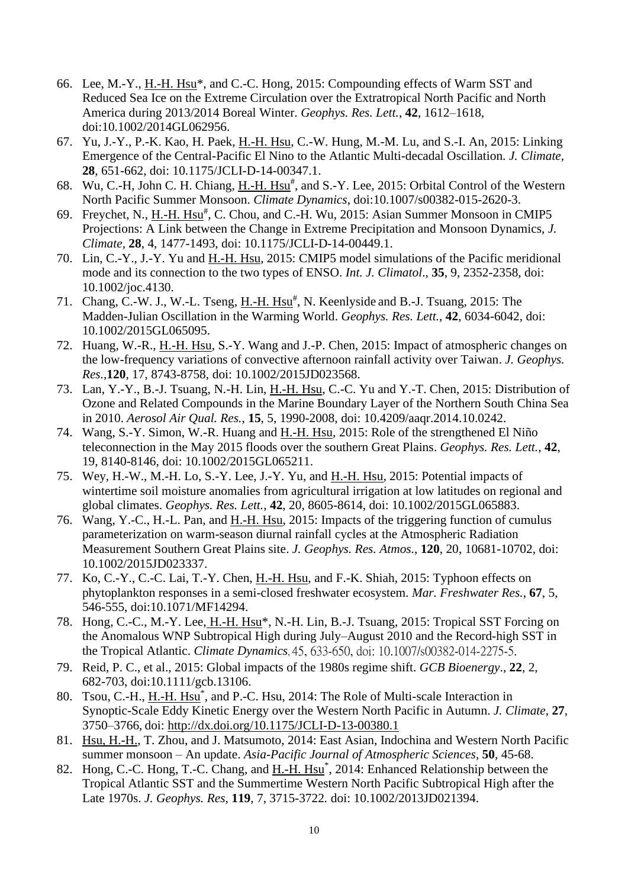66. Lee, M.-Y., H.-H. Hsu*, and C.-C. Hong, 2015: Compounding effects of Warm SST and Reduced Sea Ice on the Extreme Circulation over the Extratropical North Pacific and North America during 2013/2014 Boreal Winter. *Geophys. Res. Lett.*, **42**, 1612–1618, doi:10.1002/2014GL062956.
67. Yu, J.-Y., P.-K. Kao, H. Paek, H.-H. Hsu, C.-W. Hung, M.-M. Lu, and S.-I. An, 2015: Linking Emergence of the Central-Pacific El Nino to the Atlantic Multi-decadal Oscillation. *J. Climate*, **28**, 651-662, doi: 10.1175/JCLI-D-14-00347.1.
68. Wu, C.-H, John C. H. Chiang, H.-H. Hsu#, and S.-Y. Lee, 2015: Orbital Control of the Western North Pacific Summer Monsoon. *Climate Dynamics*, doi:10.1007/s00382-015-2620-3.
69. Freychet, N., H.-H. Hsu#, C. Chou, and C.-H. Wu, 2015: Asian Summer Monsoon in CMIP5 Projections: A Link between the Change in Extreme Precipitation and Monsoon Dynamics, *J. Climate*, **28**, 4, 1477-1493, doi: 10.1175/JCLI-D-14-00449.1.
70. Lin, C.-Y., J.-Y. Yu and H.-H. Hsu, 2015: CMIP5 model simulations of the Pacific meridional mode and its connection to the two types of ENSO. *Int. J. Climatol*., **35**, 9, 2352-2358, doi: 10.1002/joc.4130.
71. Chang, C.-W. J., W.-L. Tseng, H.-H. Hsu#, N. Keenlyside and B.-J. Tsuang, 2015: The Madden-Julian Oscillation in the Warming World. *Geophys. Res. Lett.*, **42**, 6034-6042, doi: 10.1002/2015GL065095.
72. Huang, W.-R., H.-H. Hsu, S.-Y. Wang and J.-P. Chen, 2015: Impact of atmospheric changes on the low-frequency variations of convective afternoon rainfall activity over Taiwan. *J. Geophys. Res.*,**120**, 17, 8743-8758, doi: 10.1002/2015JD023568.
73. Lan, Y.-Y., B.-J. Tsuang, N.-H. Lin, H.-H. Hsu, C.-C. Yu and Y.-T. Chen, 2015: Distribution of Ozone and Related Compounds in the Marine Boundary Layer of the Northern South China Sea in 2010. *Aerosol Air Qual. Res.*, **15**, 5, 1990-2008, doi: 10.4209/aaqr.2014.10.0242.
74. Wang, S.-Y. Simon, W.-R. Huang and H.-H. Hsu, 2015: Role of the strengthened El Niño teleconnection in the May 2015 floods over the southern Great Plains. *Geophys. Res. Lett.*, **42**, 19, 8140-8146, doi: 10.1002/2015GL065211.
75. Wey, H.-W., M.-H. Lo, S.-Y. Lee, J.-Y. Yu, and H.-H. Hsu, 2015: Potential impacts of wintertime soil moisture anomalies from agricultural irrigation at low latitudes on regional and global climates. *Geophys. Res. Lett.*, **42**, 20, 8605-8614, doi: 10.1002/2015GL065883.
76. Wang, Y.-C., H.-L. Pan, and H.-H. Hsu, 2015: Impacts of the triggering function of cumulus parameterization on warm-season diurnal rainfall cycles at the Atmospheric Radiation Measurement Southern Great Plains site. *J. Geophys. Res. Atmos.*, **120**, 20, 10681-10702, doi: 10.1002/2015JD023337.
77. Ko, C.-Y., C.-C. Lai, T.-Y. Chen, H.-H. Hsu, and F.-K. Shiah, 2015: Typhoon effects on phytoplankton responses in a semi-closed freshwater ecosystem. *Mar. Freshwater Res.*, **67**, 5, 546-555, doi:10.1071/MF14294.
78. Hong, C.-C., M.-Y. Lee, H.-H. Hsu*, N.-H. Lin, B.-J. Tsuang, 2015: Tropical SST Forcing on the Anomalous WNP Subtropical High during July–August 2010 and the Record-high SST in the Tropical Atlantic. *Climate Dynamics*, 45, 633-650, doi: 10.1007/s00382-014-2275-5.
79. Reid, P. C., et al., 2015: Global impacts of the 1980s regime shift. *GCB Bioenergy*., **22**, 2, 682-703, doi:10.1111/gcb.13106.
80. Tsou, C.-H., H.-H. Hsu*, and P.-C. Hsu, 2014: The Role of Multi-scale Interaction in Synoptic-Scale Eddy Kinetic Energy over the Western North Pacific in Autumn. *J. Climate*, **27**, 3750–3766, doi: http://dx.doi.org/10.1175/JCLI-D-13-00380.1
81. Hsu, H.-H., T. Zhou, and J. Matsumoto, 2014: East Asian, Indochina and Western North Pacific summer monsoon – An update. *Asia-Pacific Journal of Atmospheric Sciences*, **50**, 45-68.
82. Hong, C.-C. Hong, T.-C. Chang, and H.-H. Hsu*, 2014: Enhanced Relationship between the Tropical Atlantic SST and the Summertime Western North Pacific Subtropical High after the Late 1970s. *J. Geophys. Res*, **119**, 7, 3715-3722. doi: 10.1002/2013JD021394.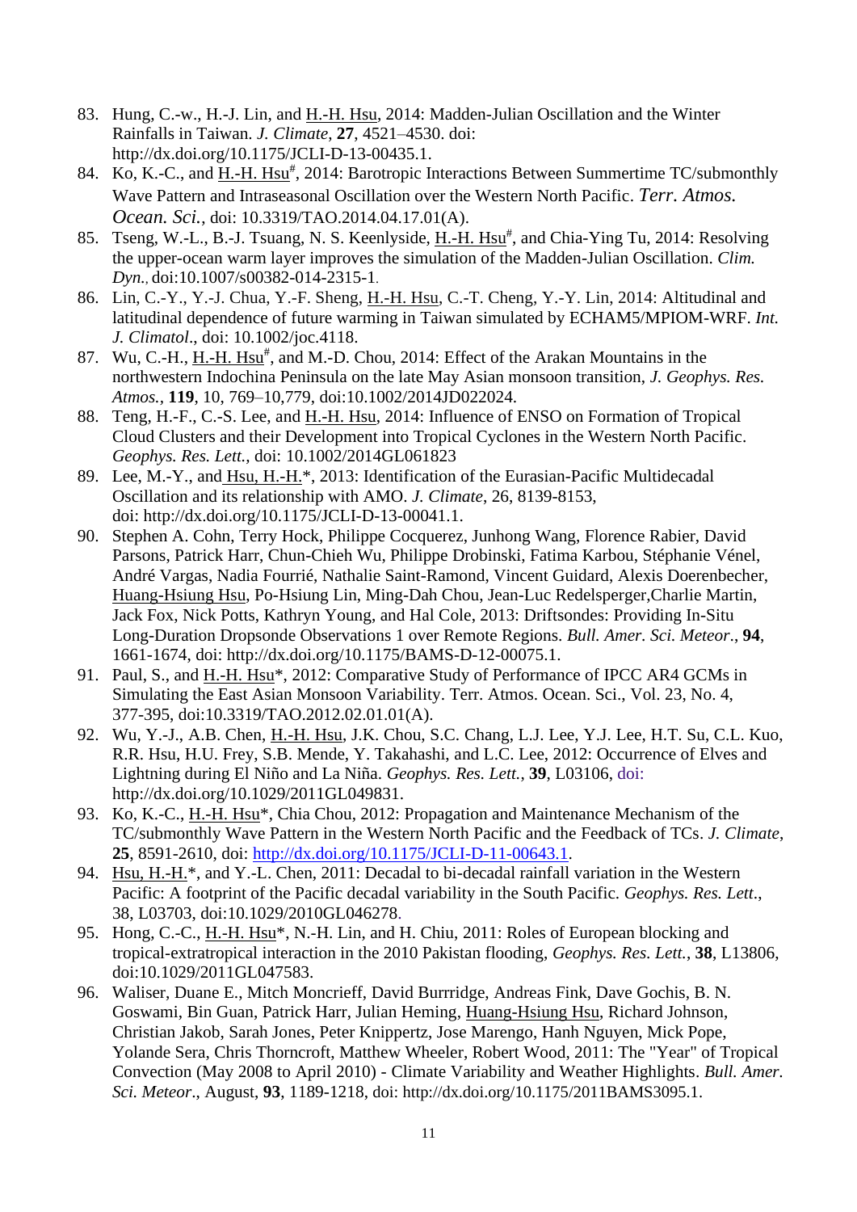83. Hung, C.-w., H.-J. Lin, and H.-H. Hsu, 2014: Madden-Julian Oscillation and the Winter Rainfalls in Taiwan. *J. Climate*, **27**, 4521–4530. doi: http://dx.doi.org/10.1175/JCLI-D-13-00435.1.
84. Ko, K.-C., and H.-H. Hsu#, 2014: Barotropic Interactions Between Summertime TC/submonthly Wave Pattern and Intraseasonal Oscillation over the Western North Pacific. *Terr. Atmos. Ocean. Sci.*, doi: 10.3319/TAO.2014.04.17.01(A).
85. Tseng, W.-L., B.-J. Tsuang, N. S. Keenlyside, H.-H. Hsu#, and Chia-Ying Tu, 2014: Resolving the upper-ocean warm layer improves the simulation of the Madden-Julian Oscillation. *Clim. Dyn.*, doi:10.1007/s00382-014-2315-1.
86. Lin, C.-Y., Y.-J. Chua, Y.-F. Sheng, H.-H. Hsu, C.-T. Cheng, Y.-Y. Lin, 2014: Altitudinal and latitudinal dependence of future warming in Taiwan simulated by ECHAM5/MPIOM-WRF. *Int. J. Climatol*., doi: 10.1002/joc.4118.
87. Wu, C.-H., H.-H. Hsu#, and M.-D. Chou, 2014: Effect of the Arakan Mountains in the northwestern Indochina Peninsula on the late May Asian monsoon transition, *J. Geophys. Res. Atmos.*, **119**, 10, 769–10,779, doi:10.1002/2014JD022024.
88. Teng, H.-F., C.-S. Lee, and H.-H. Hsu, 2014: Influence of ENSO on Formation of Tropical Cloud Clusters and their Development into Tropical Cyclones in the Western North Pacific. *Geophys. Res. Lett.*, doi: 10.1002/2014GL061823
89. Lee, M.-Y., and Hsu, H.-H.*, 2013: Identification of the Eurasian-Pacific Multidecadal Oscillation and its relationship with AMO. *J. Climate*, 26, 8139-8153, doi: http://dx.doi.org/10.1175/JCLI-D-13-00041.1.
90. Stephen A. Cohn, Terry Hock, Philippe Cocquerez, Junhong Wang, Florence Rabier, David Parsons, Patrick Harr, Chun-Chieh Wu, Philippe Drobinski, Fatima Karbou, Stéphanie Vénel, André Vargas, Nadia Fourrié, Nathalie Saint-Ramond, Vincent Guidard, Alexis Doerenbecher, Huang-Hsiung Hsu, Po-Hsiung Lin, Ming-Dah Chou, Jean-Luc Redelsperger,Charlie Martin, Jack Fox, Nick Potts, Kathryn Young, and Hal Cole, 2013: Driftsondes: Providing In-Situ Long-Duration Dropsonde Observations 1 over Remote Regions. *Bull. Amer. Sci. Meteor*., **94**, 1661-1674, doi: http://dx.doi.org/10.1175/BAMS-D-12-00075.1.
91. Paul, S., and H.-H. Hsu*, 2012: Comparative Study of Performance of IPCC AR4 GCMs in Simulating the East Asian Monsoon Variability. Terr. Atmos. Ocean. Sci., Vol. 23, No. 4, 377-395, doi:10.3319/TAO.2012.02.01.01(A).
92. Wu, Y.-J., A.B. Chen, H.-H. Hsu, J.K. Chou, S.C. Chang, L.J. Lee, Y.J. Lee, H.T. Su, C.L. Kuo, R.R. Hsu, H.U. Frey, S.B. Mende, Y. Takahashi, and L.C. Lee, 2012: Occurrence of Elves and Lightning during El Niño and La Niña. *Geophys. Res. Lett.*, **39**, L03106, doi: http://dx.doi.org/10.1029/2011GL049831.
93. Ko, K.-C., H.-H. Hsu*, Chia Chou, 2012: Propagation and Maintenance Mechanism of the TC/submonthly Wave Pattern in the Western North Pacific and the Feedback of TCs. *J. Climate*, **25**, 8591-2610, doi: http://dx.doi.org/10.1175/JCLI-D-11-00643.1.
94. Hsu, H.-H.*, and Y.-L. Chen, 2011: Decadal to bi-decadal rainfall variation in the Western Pacific: A footprint of the Pacific decadal variability in the South Pacific. *Geophys. Res. Lett*., 38, L03703, doi:10.1029/2010GL046278.
95. Hong, C.-C., H.-H. Hsu*, N.-H. Lin, and H. Chiu, 2011: Roles of European blocking and tropical-extratropical interaction in the 2010 Pakistan flooding, *Geophys. Res. Lett.*, **38**, L13806, doi:10.1029/2011GL047583.
96. Waliser, Duane E., Mitch Moncrieff, David Burrridge, Andreas Fink, Dave Gochis, B. N. Goswami, Bin Guan, Patrick Harr, Julian Heming, Huang-Hsiung Hsu, Richard Johnson, Christian Jakob, Sarah Jones, Peter Knippertz, Jose Marengo, Hanh Nguyen, Mick Pope, Yolande Sera, Chris Thorncroft, Matthew Wheeler, Robert Wood, 2011: The "Year" of Tropical Convection (May 2008 to April 2010) - Climate Variability and Weather Highlights. *Bull. Amer. Sci. Meteor*., August, **93**, 1189-1218, doi: http://dx.doi.org/10.1175/2011BAMS3095.1.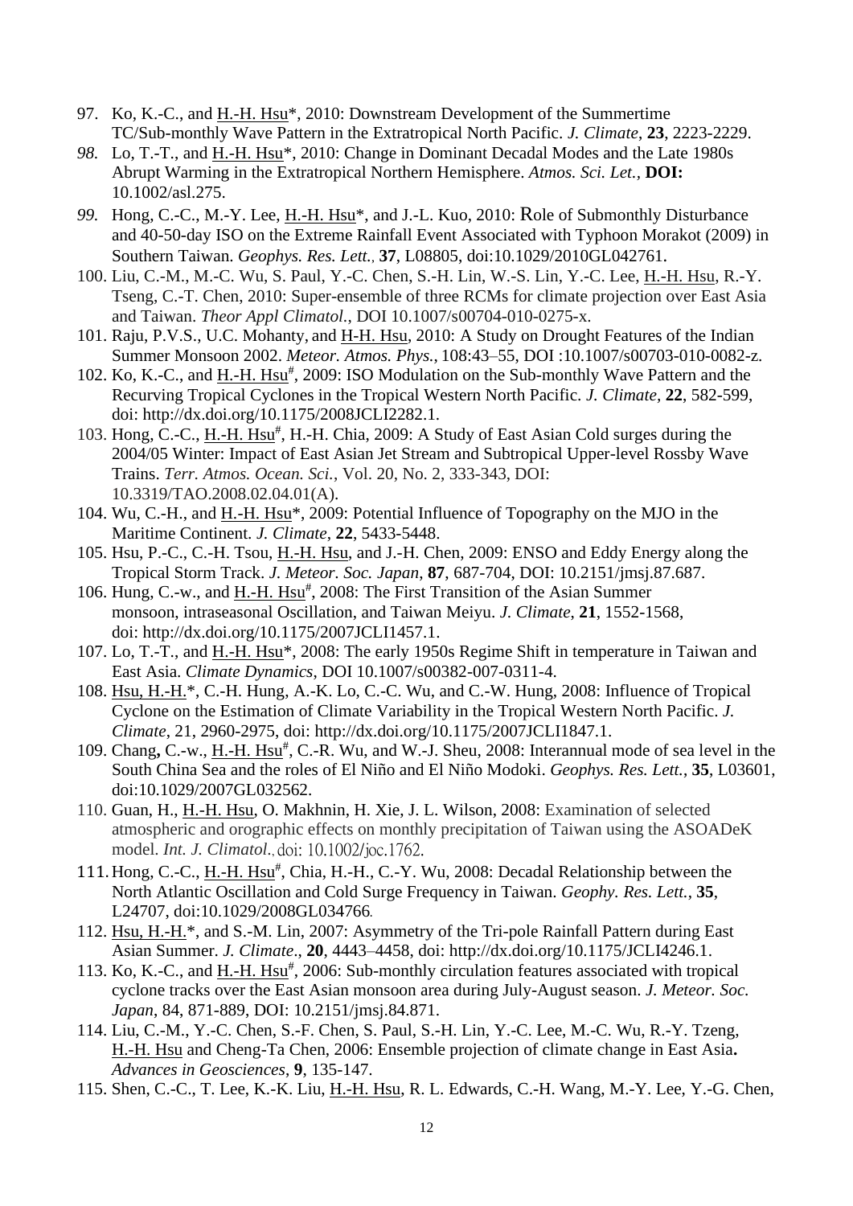97. Ko, K.-C., and H.-H. Hsu*, 2010: Downstream Development of the Summertime TC/Sub-monthly Wave Pattern in the Extratropical North Pacific. *J. Climate*, **23**, 2223-2229.
98. Lo, T.-T., and H.-H. Hsu*, 2010: Change in Dominant Decadal Modes and the Late 1980s Abrupt Warming in the Extratropical Northern Hemisphere. *Atmos. Sci. Let.*, **DOI:** 10.1002/asl.275.
99. Hong, C.-C., M.-Y. Lee, H.-H. Hsu*, and J.-L. Kuo, 2010: Role of Submonthly Disturbance and 40-50-day ISO on the Extreme Rainfall Event Associated with Typhoon Morakot (2009) in Southern Taiwan. *Geophys. Res. Lett.*, **37**, L08805, doi:10.1029/2010GL042761.
100. Liu, C.-M., M.-C. Wu, S. Paul, Y.-C. Chen, S.-H. Lin, W.-S. Lin, Y.-C. Lee, H.-H. Hsu, R.-Y. Tseng, C.-T. Chen, 2010: Super-ensemble of three RCMs for climate projection over East Asia and Taiwan. *Theor Appl Climatol.*, DOI 10.1007/s00704-010-0275-x.
101. Raju, P.V.S., U.C. Mohanty, and H-H. Hsu, 2010: A Study on Drought Features of the Indian Summer Monsoon 2002. *Meteor. Atmos. Phys.*, 108:43–55, DOI :10.1007/s00703-010-0082-z.
102. Ko, K.-C., and H.-H. Hsu#, 2009: ISO Modulation on the Sub-monthly Wave Pattern and the Recurving Tropical Cyclones in the Tropical Western North Pacific. *J. Climate*, **22**, 582-599, doi: http://dx.doi.org/10.1175/2008JCLI2282.1.
103. Hong, C.-C., H.-H. Hsu#, H.-H. Chia, 2009: A Study of East Asian Cold surges during the 2004/05 Winter: Impact of East Asian Jet Stream and Subtropical Upper-level Rossby Wave Trains. *Terr. Atmos. Ocean. Sci.*, Vol. 20, No. 2, 333-343, DOI: 10.3319/TAO.2008.02.04.01(A).
104. Wu, C.-H., and H.-H. Hsu*, 2009: Potential Influence of Topography on the MJO in the Maritime Continent. *J. Climate*, **22**, 5433-5448.
105. Hsu, P.-C., C.-H. Tsou, H.-H. Hsu, and J.-H. Chen, 2009: ENSO and Eddy Energy along the Tropical Storm Track. *J. Meteor. Soc. Japan*, **87**, 687-704, DOI: 10.2151/jmsj.87.687.
106. Hung, C.-w., and H.-H. Hsu#, 2008: The First Transition of the Asian Summer monsoon, intraseasonal Oscillation, and Taiwan Meiyu. *J. Climate*, **21**, 1552-1568, doi: http://dx.doi.org/10.1175/2007JCLI1457.1.
107. Lo, T.-T., and H.-H. Hsu*, 2008: The early 1950s Regime Shift in temperature in Taiwan and East Asia. *Climate Dynamics*, DOI 10.1007/s00382-007-0311-4.
108. Hsu, H.-H.*, C.-H. Hung, A.-K. Lo, C.-C. Wu, and C.-W. Hung, 2008: Influence of Tropical Cyclone on the Estimation of Climate Variability in the Tropical Western North Pacific. *J. Climate*, 21, 2960-2975, doi: http://dx.doi.org/10.1175/2007JCLI1847.1.
109. Chang, C.-w., H.-H. Hsu#, C.-R. Wu, and W.-J. Sheu, 2008: Interannual mode of sea level in the South China Sea and the roles of El Niño and El Niño Modoki. *Geophys. Res. Lett.*, **35**, L03601, doi:10.1029/2007GL032562.
110. Guan, H., H.-H. Hsu, O. Makhnin, H. Xie, J. L. Wilson, 2008: Examination of selected atmospheric and orographic effects on monthly precipitation of Taiwan using the ASOADeK model. *Int. J. Climatol*., doi: 10.1002/joc.1762.
111. Hong, C.-C., H.-H. Hsu#, Chia, H.-H., C.-Y. Wu, 2008: Decadal Relationship between the North Atlantic Oscillation and Cold Surge Frequency in Taiwan. *Geophy. Res. Lett.*, **35**, L24707, doi:10.1029/2008GL034766.
112. Hsu, H.-H.*, and S.-M. Lin, 2007: Asymmetry of the Tri-pole Rainfall Pattern during East Asian Summer. *J. Climate*., **20**, 4443–4458, doi: http://dx.doi.org/10.1175/JCLI4246.1.
113. Ko, K.-C., and H.-H. Hsu#, 2006: Sub-monthly circulation features associated with tropical cyclone tracks over the East Asian monsoon area during July-August season. *J. Meteor. Soc. Japan*, 84, 871-889, DOI: 10.2151/jmsj.84.871.
114. Liu, C.-M., Y.-C. Chen, S.-F. Chen, S. Paul, S.-H. Lin, Y.-C. Lee, M.-C. Wu, R.-Y. Tzeng, H.-H. Hsu and Cheng-Ta Chen, 2006: Ensemble projection of climate change in East Asia. *Advances in Geosciences*, **9**, 135-147.
115. Shen, C.-C., T. Lee, K.-K. Liu, H.-H. Hsu, R. L. Edwards, C.-H. Wang, M.-Y. Lee, Y.-G. Chen,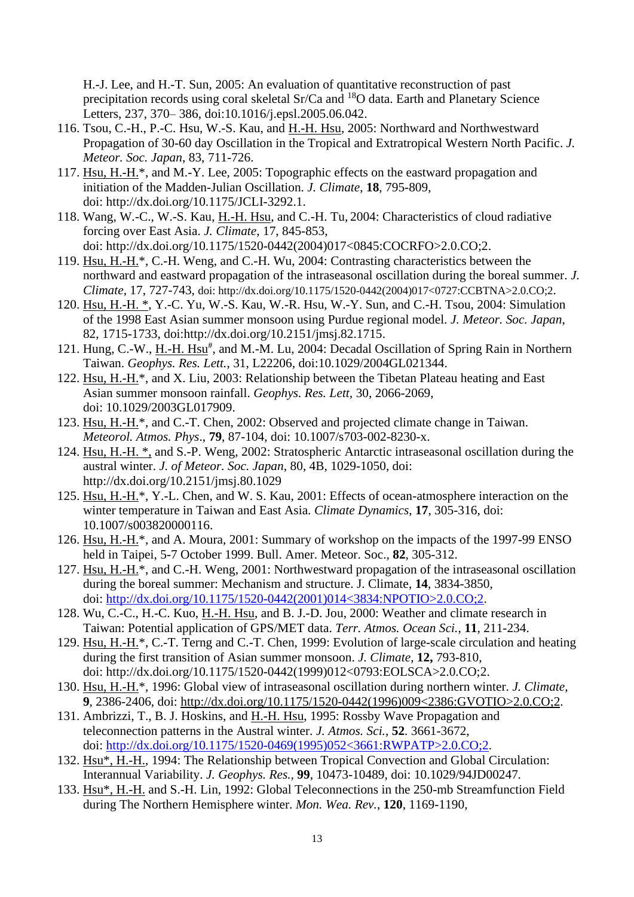H.-J. Lee, and H.-T. Sun, 2005: An evaluation of quantitative reconstruction of past precipitation records using coral skeletal Sr/Ca and $^{18}$O data. Earth and Planetary Science Letters, 237, 370– 386, doi:10.1016/j.epsl.2005.06.042.

116. Tsou, C.-H., P.-C. Hsu, W.-S. Kau, and H.-H. Hsu, 2005: Northward and Northwestward Propagation of 30-60 day Oscillation in the Tropical and Extratropical Western North Pacific. *J. Meteor. Soc. Japan*, 83, 711-726.
117. Hsu, H.-H.*, and M.-Y. Lee, 2005: Topographic effects on the eastward propagation and initiation of the Madden-Julian Oscillation. *J. Climate*, **18**, 795-809, doi: http://dx.doi.org/10.1175/JCLI-3292.1.
118. Wang, W.-C., W.-S. Kau, H.-H. Hsu, and C.-H. Tu, 2004: Characteristics of cloud radiative forcing over East Asia. *J. Climate*, 17, 845-853, doi: http://dx.doi.org/10.1175/1520-0442(2004)017<0845:COCRFO>2.0.CO;2.
119. Hsu, H.-H.*, C.-H. Weng, and C.-H. Wu, 2004: Contrasting characteristics between the northward and eastward propagation of the intraseasonal oscillation during the boreal summer. *J. Climate*, 17, 727-743, doi: http://dx.doi.org/10.1175/1520-0442(2004)017<0727:CCBTNA>2.0.CO;2.
120. Hsu, H.-H. *, Y.-C. Yu, W.-S. Kau, W.-R. Hsu, W.-Y. Sun, and C.-H. Tsou, 2004: Simulation of the 1998 East Asian summer monsoon using Purdue regional model. *J. Meteor. Soc. Japan*, 82, 1715-1733, doi:http://dx.doi.org/10.2151/jmsj.82.1715.
121. Hung, C.-W., H.-H. Hsu#, and M.-M. Lu, 2004: Decadal Oscillation of Spring Rain in Northern Taiwan. *Geophys. Res. Lett.*, 31, L22206, doi:10.1029/2004GL021344.
122. Hsu, H.-H.*, and X. Liu, 2003: Relationship between the Tibetan Plateau heating and East Asian summer monsoon rainfall. *Geophys. Res. Lett*, 30, 2066-2069, doi: 10.1029/2003GL017909.
123. Hsu, H.-H.*, and C.-T. Chen, 2002: Observed and projected climate change in Taiwan. *Meteorol. Atmos. Phys*., **79**, 87-104, doi: 10.1007/s703-002-8230-x.
124. Hsu, H.-H. *, and S.-P. Weng, 2002: Stratospheric Antarctic intraseasonal oscillation during the austral winter. *J. of Meteor. Soc. Japan*, 80, 4B, 1029-1050, doi: http://dx.doi.org/10.2151/jmsj.80.1029
125. Hsu, H.-H.*, Y.-L. Chen, and W. S. Kau, 2001: Effects of ocean-atmosphere interaction on the winter temperature in Taiwan and East Asia. *Climate Dynamics*, **17**, 305-316, doi: 10.1007/s003820000116.
126. Hsu, H.-H.*, and A. Moura, 2001: Summary of workshop on the impacts of the 1997-99 ENSO held in Taipei, 5-7 October 1999. Bull. Amer. Meteor. Soc., **82**, 305-312.
127. Hsu, H.-H.*, and C.-H. Weng, 2001: Northwestward propagation of the intraseasonal oscillation during the boreal summer: Mechanism and structure. J. Climate, **14**, 3834-3850, doi: http://dx.doi.org/10.1175/1520-0442(2001)014<3834:NPOTIO>2.0.CO;2.
128. Wu, C.-C., H.-C. Kuo, H.-H. Hsu, and B. J.-D. Jou, 2000: Weather and climate research in Taiwan: Potential application of GPS/MET data. *Terr. Atmos. Ocean Sci.*, **11**, 211-234.
129. Hsu, H.-H.*, C.-T. Terng and C.-T. Chen, 1999: Evolution of large-scale circulation and heating during the first transition of Asian summer monsoon. *J. Climate*, **12,** 793-810, doi: http://dx.doi.org/10.1175/1520-0442(1999)012<0793:EOLSCA>2.0.CO;2.
130. Hsu, H.-H.*, 1996: Global view of intraseasonal oscillation during northern winter. *J. Climate*, **9**, 2386-2406, doi: http://dx.doi.org/10.1175/1520-0442(1996)009<2386:GVOTIO>2.0.CO;2.
131. Ambrizzi, T., B. J. Hoskins, and H.-H. Hsu, 1995: Rossby Wave Propagation and teleconnection patterns in the Austral winter. *J. Atmos. Sci.*, **52**. 3661-3672, doi: http://dx.doi.org/10.1175/1520-0469(1995)052<3661:RWPATP>2.0.CO;2.
132. Hsu*, H.-H., 1994: The Relationship between Tropical Convection and Global Circulation: Interannual Variability. *J. Geophys. Res.*, **99**, 10473-10489, doi: 10.1029/94JD00247.
133. Hsu*, H.-H. and S.-H. Lin, 1992: Global Teleconnections in the 250-mb Streamfunction Field during The Northern Hemisphere winter. *Mon. Wea. Rev.*, **120**, 1169-1190,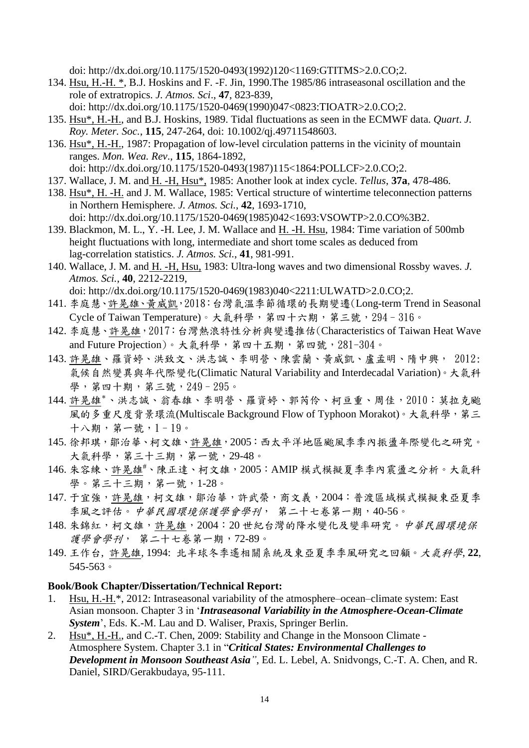doi: http://dx.doi.org/10.1175/1520-0493(1992)120<1169:GTITMS>2.0.CO;2.

134. Hsu, H.-H. *, B.J. Hoskins and F. -F. Jin, 1990.The 1985/86 intraseasonal oscillation and the role of extratropics. *J. Atmos. Sci*., **47**, 823-839, doi: http://dx.doi.org/10.1175/1520-0469(1990)047<0823:TIOATR>2.0.CO;2.
135. Hsu*, H.-H., and B.J. Hoskins, 1989. Tidal fluctuations as seen in the ECMWF data. *Quart. J. Roy. Meter. Soc.*, **115**, 247-264, doi: 10.1002/qj.49711548603.
136. Hsu*, H.-H., 1987: Propagation of low-level circulation patterns in the vicinity of mountain ranges. *Mon. Wea. Rev*., **115**, 1864-1892, doi: http://dx.doi.org/10.1175/1520-0493(1987)115<1864:POLLCF>2.0.CO;2.
137. Wallace, J. M. and H. -H, Hsu*, 1985: Another look at index cycle. *Tellus*, **37a**, 478-486.
138. Hsu*, H. -H. and J. M. Wallace, 1985: Vertical structure of wintertime teleconnection patterns in Northern Hemisphere. *J. Atmos. Sci.*, **42**, 1693-1710, doi: http://dx.doi.org/10.1175/1520-0469(1985)042<1693:VSOWTP>2.0.CO%3B2.
139. Blackmon, M. L., Y. -H. Lee, J. M. Wallace and H. -H. Hsu, 1984: Time variation of 500mb height fluctuations with long, intermediate and short tome scales as deduced from lag-correlation statistics. *J. Atmos. Sci.*, **41**, 981-991.
140. Wallace, J. M. and H. -H, Hsu, 1983: Ultra-long waves and two dimensional Rossby waves. *J. Atmos. Sci.*, **40**, 2212-2219, doi: http://dx.doi.org/10.1175/1520-0469(1983)040<2211:ULWATD>2.0.CO;2.
141. 李庭慧、許晃雄、黃威凱，2018：台灣氣溫季節循環的長期變遷(Long-term Trend in Seasonal Cycle of Taiwan Temperature)。大氣科學，第四十六期，第三號，294–316。
142. 李庭慧、許晃雄，2017：台灣熱浪特性分析與變遷推估(Characteristics of Taiwan Heat Wave and Future Projection)。大氣科學，第四十五期，第四號，281-304。
143. 許晃雄、羅資婷、洪致文、洪志誠、李明營、陳雲蘭、黃威凱、盧孟明、隋中興， 2012: 氣候自然變異與年代際變化(Climatic Natural Variability and Interdecadal Variation)。大氣科學，第四十期，第三號，249–295。
144. 許晃雄*、洪志誠、翁春雄、李明營、羅資婷、郭芮伶、柯亘重、周佳，2010：莫拉克颱風的多重尺度背景環流(Multiscale Background Flow of Typhoon Morakot)。大氣科學，第三十八期，第一號，1–19。
145. 徐邦琪，鄒治華、柯文雄、許晃雄，2005：西太平洋地區颱風季季內振盪年際變化之研究。大氣科學，第三十三期，第一號，29-48。
146. 朱容練、許晃雄#、陳正達、柯文雄，2005：AMIP 模式模擬夏季季內震盪之分析。大氣科學。第三十三期，第一號，1-28。
147. 于宜強，許晃雄，柯文雄，鄒治華，許武榮，商文義，2004：普渡區域模式模擬東亞夏季季風之評估。*中華民國環境保護學會學刊*， 第二十七卷第一期，40-56。
148. 朱錦紅，柯文雄，許晃雄，2004：20 世紀台灣的降水變化及變率研究。*中華民國環境保護學會學刊*， 第二十七卷第一期，72-89。
149. 王作台, 許晃雄, 1994: 北半球冬季遙相關系統及東亞夏季季風研究之回顧。*大氣科學*, **22**, 545-563。

**Book/Book Chapter/Dissertation/Technical Report:**

1. Hsu, H.-H.*, 2012: Intraseasonal variability of the atmosphere–ocean–climate system: East Asian monsoon. Chapter 3 in '***Intraseasonal Variability in the Atmosphere-Ocean-Climate System***', Eds. K.-M. Lau and D. Waliser, Praxis, Springer Berlin.
2. Hsu*, H.-H., and C.-T. Chen, 2009: Stability and Change in the Monsoon Climate - Atmosphere System. Chapter 3.1 in "***Critical States: Environmental Challenges to Development in Monsoon Southeast Asia***", Ed. L. Lebel, A. Snidvongs, C.-T. A. Chen, and R. Daniel, SIRD/Gerakbudaya, 95-111.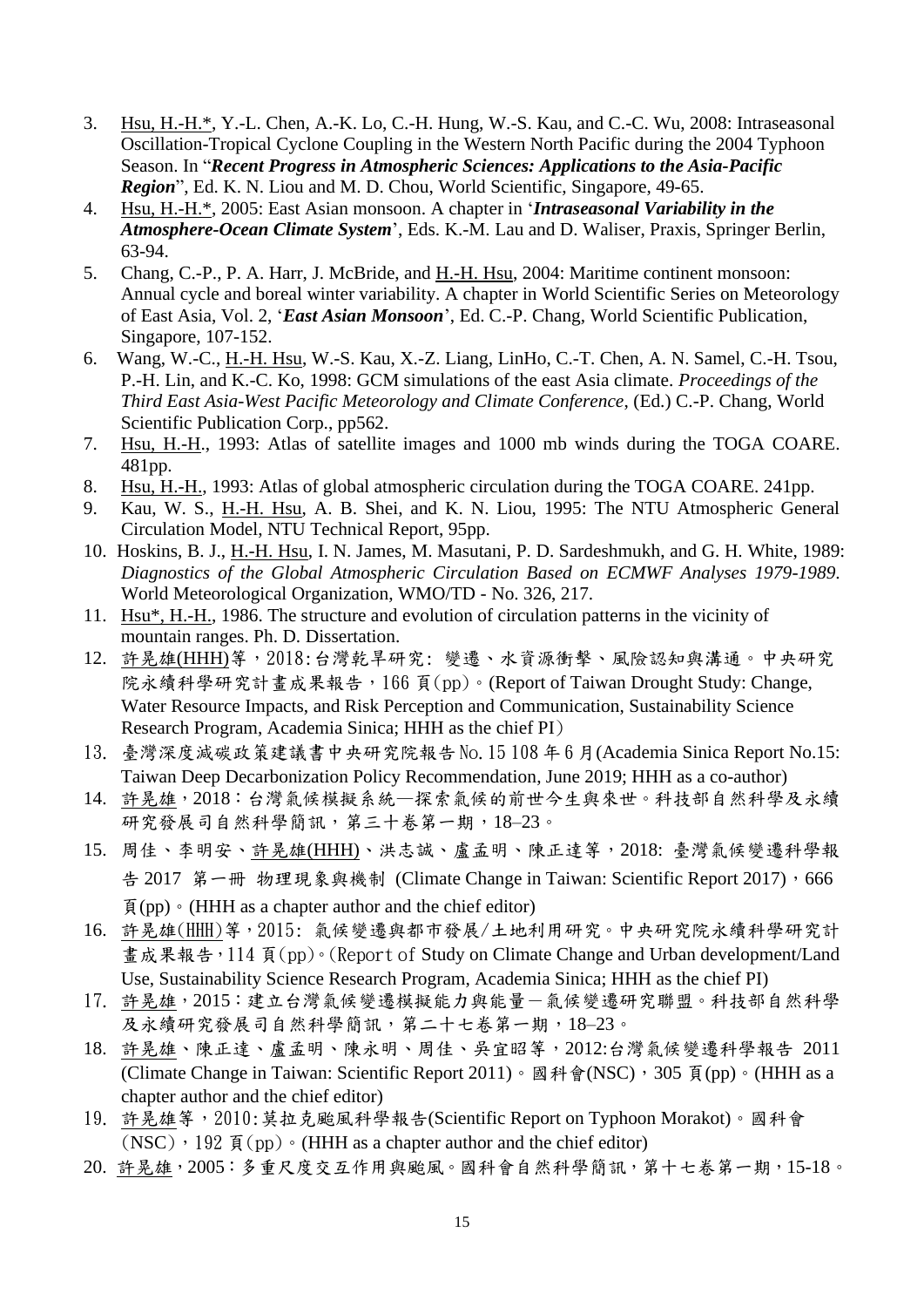3. Hsu, H.-H.*, Y.-L. Chen, A.-K. Lo, C.-H. Hung, W.-S. Kau, and C.-C. Wu, 2008: Intraseasonal Oscillation-Tropical Cyclone Coupling in the Western North Pacific during the 2004 Typhoon Season. In "***Recent Progress in Atmospheric Sciences: Applications to the Asia-Pacific Region***", Ed. K. N. Liou and M. D. Chou, World Scientific, Singapore, 49-65.
4. Hsu, H.-H.*, 2005: East Asian monsoon. A chapter in '***Intraseasonal Variability in the Atmosphere-Ocean Climate System***', Eds. K.-M. Lau and D. Waliser, Praxis, Springer Berlin, 63-94.
5. Chang, C.-P., P. A. Harr, J. McBride, and H.-H. Hsu, 2004: Maritime continent monsoon: Annual cycle and boreal winter variability. A chapter in World Scientific Series on Meteorology of East Asia, Vol. 2, '***East Asian Monsoon***', Ed. C.-P. Chang, World Scientific Publication, Singapore, 107-152.
6. Wang, W.-C., H.-H. Hsu, W.-S. Kau, X.-Z. Liang, LinHo, C.-T. Chen, A. N. Samel, C.-H. Tsou, P.-H. Lin, and K.-C. Ko, 1998: GCM simulations of the east Asia climate. *Proceedings of the Third East Asia-West Pacific Meteorology and Climate Conference*, (Ed.) C.-P. Chang, World Scientific Publication Corp., pp562.
7. Hsu, H.-H., 1993: Atlas of satellite images and 1000 mb winds during the TOGA COARE. 481pp.
8. Hsu, H.-H., 1993: Atlas of global atmospheric circulation during the TOGA COARE. 241pp.
9. Kau, W. S., H.-H. Hsu, A. B. Shei, and K. N. Liou, 1995: The NTU Atmospheric General Circulation Model, NTU Technical Report, 95pp.
10. Hoskins, B. J., H.-H. Hsu, I. N. James, M. Masutani, P. D. Sardeshmukh, and G. H. White, 1989: *Diagnostics of the Global Atmospheric Circulation Based on ECMWF Analyses 1979-1989*. World Meteorological Organization, WMO/TD - No. 326, 217.
11. Hsu*, H.-H., 1986. The structure and evolution of circulation patterns in the vicinity of mountain ranges. Ph. D. Dissertation.
12. 許晃雄(HHH)等，2018:台灣乾旱研究: 變遷、水資源衝擊、風險認知與溝通。中央研究院永續科學研究計畫成果報告，166 頁(pp)。(Report of Taiwan Drought Study: Change, Water Resource Impacts, and Risk Perception and Communication, Sustainability Science Research Program, Academia Sinica; HHH as the chief PI)
13. 臺灣深度減碳政策建議書中央研究院報告 No. 15 108 年 6 月(Academia Sinica Report No.15: Taiwan Deep Decarbonization Policy Recommendation, June 2019; HHH as a co-author)
14. 許晃雄，2018：台灣氣候模擬系統—探索氣候的前世今生與來世。科技部自然科學及永續研究發展司自然科學簡訊，第三十卷第一期，18–23。
15. 周佳、李明安、許晃雄(HHH)、洪志誠、盧孟明、陳正達等，2018: 臺灣氣候變遷科學報告 2017 第一冊 物理現象與機制 (Climate Change in Taiwan: Scientific Report 2017)，666 頁(pp)。(HHH as a chapter author and the chief editor)
16. 許晃雄(HHH)等，2015: 氣候變遷與都市發展/土地利用研究。中央研究院永續科學研究計畫成果報告，114 頁(pp)。(Report of Study on Climate Change and Urban development/Land Use, Sustainability Science Research Program, Academia Sinica; HHH as the chief PI)
17. 許晃雄，2015：建立台灣氣候變遷模擬能力與能量－氣候變遷研究聯盟。科技部自然科學及永續研究發展司自然科學簡訊，第二十七卷第一期，18–23。
18. 許晃雄、陳正達、盧孟明、陳永明、周佳、吳宜昭等，2012:台灣氣候變遷科學報告 2011 (Climate Change in Taiwan: Scientific Report 2011)。國科會(NSC)，305 頁(pp)。(HHH as a chapter author and the chief editor)
19. 許晃雄等，2010:莫拉克颱風科學報告(Scientific Report on Typhoon Morakot)。國科會(NSC)，192 頁(pp)。(HHH as a chapter author and the chief editor)
20. 許晃雄，2005：多重尺度交互作用與颱風。國科會自然科學簡訊，第十七卷第一期，15-18。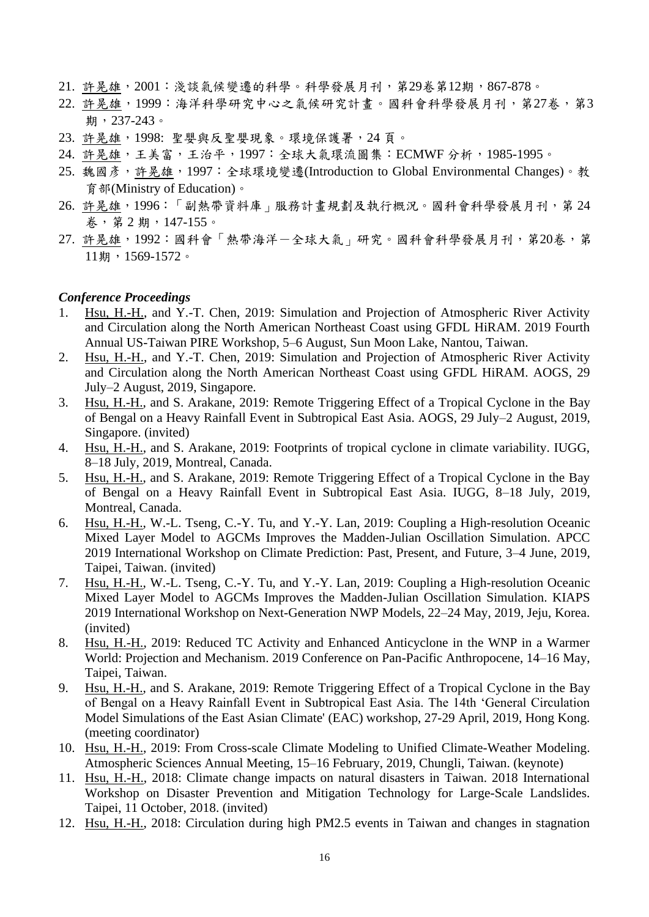21. 許晃雄，2001：淺談氣候變遷的科學。科學發展月刊，第29卷第12期，867-878。
22. 許晃雄，1999：海洋科學研究中心之氣候研究計畫。國科會科學發展月刊，第27卷，第3期，237-243。
23. 許晃雄，1998: 聖嬰與反聖嬰現象。環境保護署，24 頁。
24. 許晃雄，王美富，王治平，1997：全球大氣環流圖集：ECMWF 分析，1985-1995。
25. 魏國彥，許晃雄，1997：全球環境變遷(Introduction to Global Environmental Changes)。教育部(Ministry of Education)。
26. 許晃雄，1996：「副熱帶資料庫」服務計畫規劃及執行概況。國科會科學發展月刊，第 24 卷，第 2 期，147-155。
27. 許晃雄，1992：國科會「熱帶海洋－全球大氣」研究。國科會科學發展月刊，第20卷，第11期，1569-1572。

### *Conference Proceedings*

1. Hsu, H.-H., and Y.-T. Chen, 2019: Simulation and Projection of Atmospheric River Activity and Circulation along the North American Northeast Coast using GFDL HiRAM. 2019 Fourth Annual US-Taiwan PIRE Workshop, 5–6 August, Sun Moon Lake, Nantou, Taiwan.
2. Hsu, H.-H., and Y.-T. Chen, 2019: Simulation and Projection of Atmospheric River Activity and Circulation along the North American Northeast Coast using GFDL HiRAM. AOGS, 29 July–2 August, 2019, Singapore.
3. Hsu, H.-H., and S. Arakane, 2019: Remote Triggering Effect of a Tropical Cyclone in the Bay of Bengal on a Heavy Rainfall Event in Subtropical East Asia. AOGS, 29 July–2 August, 2019, Singapore. (invited)
4. Hsu, H.-H., and S. Arakane, 2019: Footprints of tropical cyclone in climate variability. IUGG, 8–18 July, 2019, Montreal, Canada.
5. Hsu, H.-H., and S. Arakane, 2019: Remote Triggering Effect of a Tropical Cyclone in the Bay of Bengal on a Heavy Rainfall Event in Subtropical East Asia. IUGG, 8–18 July, 2019, Montreal, Canada.
6. Hsu, H.-H., W.-L. Tseng, C.-Y. Tu, and Y.-Y. Lan, 2019: Coupling a High-resolution Oceanic Mixed Layer Model to AGCMs Improves the Madden-Julian Oscillation Simulation. APCC 2019 International Workshop on Climate Prediction: Past, Present, and Future, 3–4 June, 2019, Taipei, Taiwan. (invited)
7. Hsu, H.-H., W.-L. Tseng, C.-Y. Tu, and Y.-Y. Lan, 2019: Coupling a High-resolution Oceanic Mixed Layer Model to AGCMs Improves the Madden-Julian Oscillation Simulation. KIAPS 2019 International Workshop on Next-Generation NWP Models, 22–24 May, 2019, Jeju, Korea. (invited)
8. Hsu, H.-H., 2019: Reduced TC Activity and Enhanced Anticyclone in the WNP in a Warmer World: Projection and Mechanism. 2019 Conference on Pan-Pacific Anthropocene, 14–16 May, Taipei, Taiwan.
9. Hsu, H.-H., and S. Arakane, 2019: Remote Triggering Effect of a Tropical Cyclone in the Bay of Bengal on a Heavy Rainfall Event in Subtropical East Asia. The 14th 'General Circulation Model Simulations of the East Asian Climate' (EAC) workshop, 27-29 April, 2019, Hong Kong. (meeting coordinator)
10. Hsu, H.-H., 2019: From Cross-scale Climate Modeling to Unified Climate-Weather Modeling. Atmospheric Sciences Annual Meeting, 15–16 February, 2019, Chungli, Taiwan. (keynote)
11. Hsu, H.-H., 2018: Climate change impacts on natural disasters in Taiwan. 2018 International Workshop on Disaster Prevention and Mitigation Technology for Large-Scale Landslides. Taipei, 11 October, 2018. (invited)
12. Hsu, H.-H., 2018: Circulation during high PM2.5 events in Taiwan and changes in stagnation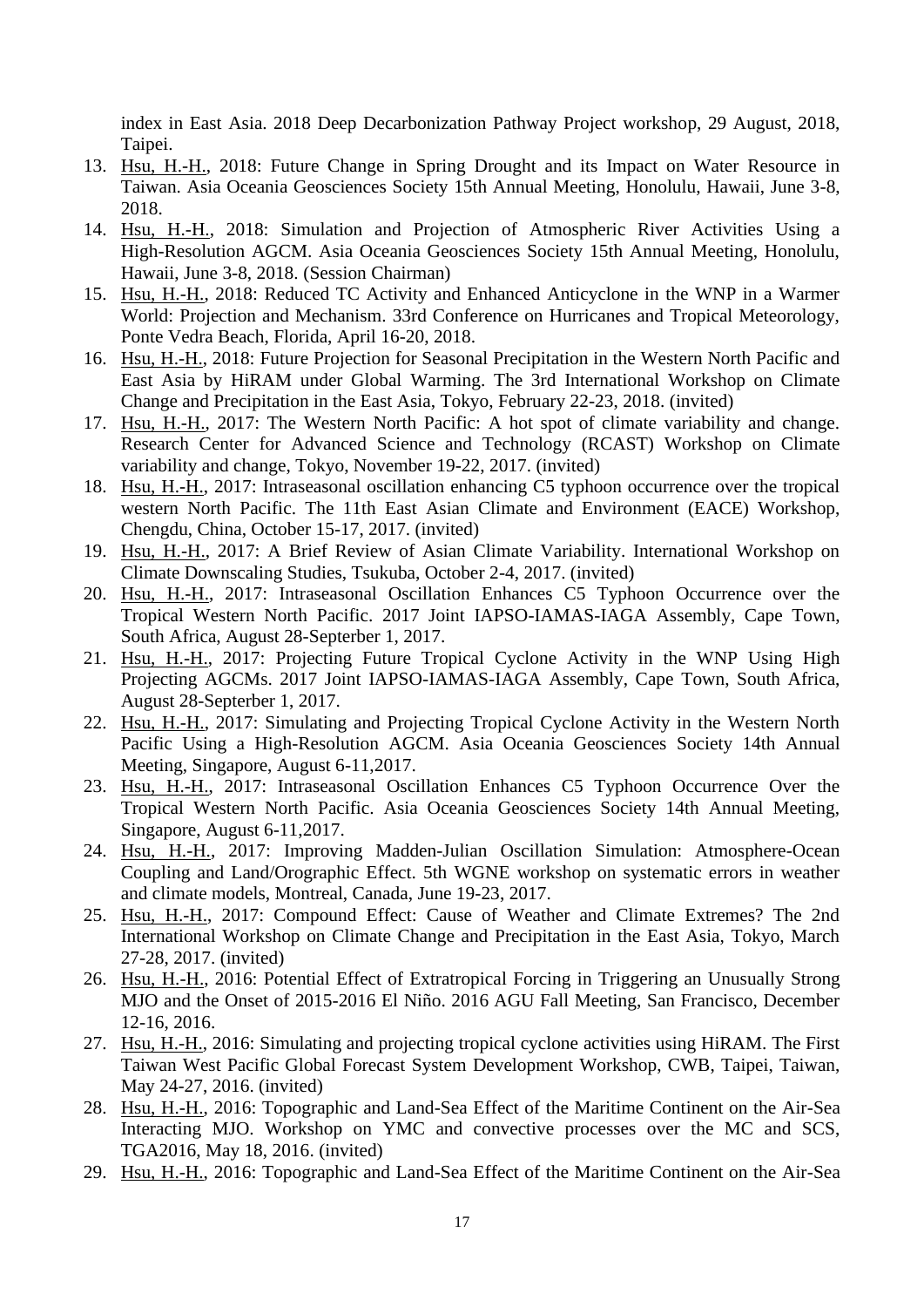index in East Asia. 2018 Deep Decarbonization Pathway Project workshop, 29 August, 2018, Taipei.

13. Hsu, H.-H., 2018: Future Change in Spring Drought and its Impact on Water Resource in Taiwan. Asia Oceania Geosciences Society 15th Annual Meeting, Honolulu, Hawaii, June 3-8, 2018.
14. Hsu, H.-H., 2018: Simulation and Projection of Atmospheric River Activities Using a High-Resolution AGCM. Asia Oceania Geosciences Society 15th Annual Meeting, Honolulu, Hawaii, June 3-8, 2018. (Session Chairman)
15. Hsu, H.-H., 2018: Reduced TC Activity and Enhanced Anticyclone in the WNP in a Warmer World: Projection and Mechanism. 33rd Conference on Hurricanes and Tropical Meteorology, Ponte Vedra Beach, Florida, April 16-20, 2018.
16. Hsu, H.-H., 2018: Future Projection for Seasonal Precipitation in the Western North Pacific and East Asia by HiRAM under Global Warming. The 3rd International Workshop on Climate Change and Precipitation in the East Asia, Tokyo, February 22-23, 2018. (invited)
17. Hsu, H.-H., 2017: The Western North Pacific: A hot spot of climate variability and change. Research Center for Advanced Science and Technology (RCAST) Workshop on Climate variability and change, Tokyo, November 19-22, 2017. (invited)
18. Hsu, H.-H., 2017: Intraseasonal oscillation enhancing C5 typhoon occurrence over the tropical western North Pacific. The 11th East Asian Climate and Environment (EACE) Workshop, Chengdu, China, October 15-17, 2017. (invited)
19. Hsu, H.-H., 2017: A Brief Review of Asian Climate Variability. International Workshop on Climate Downscaling Studies, Tsukuba, October 2-4, 2017. (invited)
20. Hsu, H.-H., 2017: Intraseasonal Oscillation Enhances C5 Typhoon Occurrence over the Tropical Western North Pacific. 2017 Joint IAPSO-IAMAS-IAGA Assembly, Cape Town, South Africa, August 28-Septerber 1, 2017.
21. Hsu, H.-H., 2017: Projecting Future Tropical Cyclone Activity in the WNP Using High Projecting AGCMs. 2017 Joint IAPSO-IAMAS-IAGA Assembly, Cape Town, South Africa, August 28-Septerber 1, 2017.
22. Hsu, H.-H., 2017: Simulating and Projecting Tropical Cyclone Activity in the Western North Pacific Using a High-Resolution AGCM. Asia Oceania Geosciences Society 14th Annual Meeting, Singapore, August 6-11,2017.
23. Hsu, H.-H., 2017: Intraseasonal Oscillation Enhances C5 Typhoon Occurrence Over the Tropical Western North Pacific. Asia Oceania Geosciences Society 14th Annual Meeting, Singapore, August 6-11,2017.
24. Hsu, H.-H., 2017: Improving Madden-Julian Oscillation Simulation: Atmosphere-Ocean Coupling and Land/Orographic Effect. 5th WGNE workshop on systematic errors in weather and climate models, Montreal, Canada, June 19-23, 2017.
25. Hsu, H.-H., 2017: Compound Effect: Cause of Weather and Climate Extremes? The 2nd International Workshop on Climate Change and Precipitation in the East Asia, Tokyo, March 27-28, 2017. (invited)
26. Hsu, H.-H., 2016: Potential Effect of Extratropical Forcing in Triggering an Unusually Strong MJO and the Onset of 2015-2016 El Niño. 2016 AGU Fall Meeting, San Francisco, December 12-16, 2016.
27. Hsu, H.-H., 2016: Simulating and projecting tropical cyclone activities using HiRAM. The First Taiwan West Pacific Global Forecast System Development Workshop, CWB, Taipei, Taiwan, May 24-27, 2016. (invited)
28. Hsu, H.-H., 2016: Topographic and Land-Sea Effect of the Maritime Continent on the Air-Sea Interacting MJO. Workshop on YMC and convective processes over the MC and SCS, TGA2016, May 18, 2016. (invited)
29. Hsu, H.-H., 2016: Topographic and Land-Sea Effect of the Maritime Continent on the Air-Sea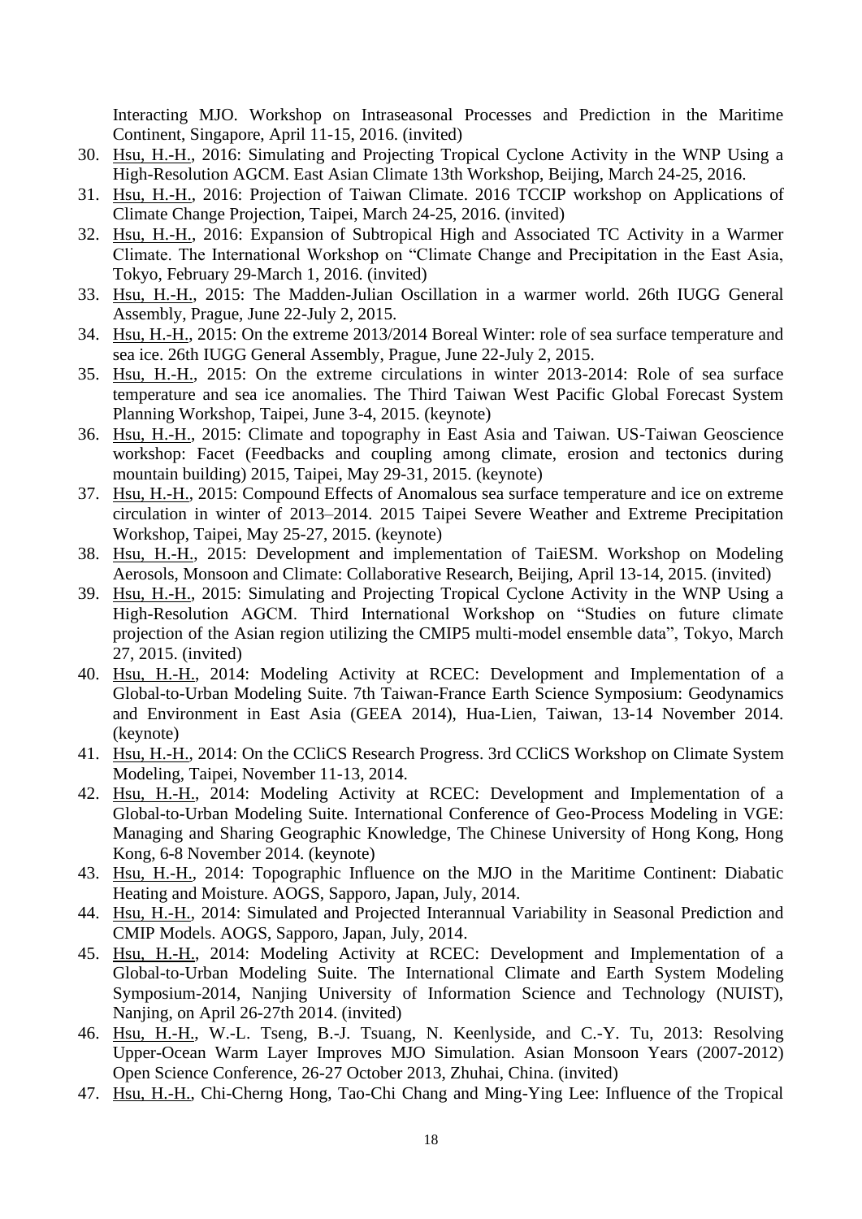Interacting MJO. Workshop on Intraseasonal Processes and Prediction in the Maritime Continent, Singapore, April 11-15, 2016. (invited)

30. Hsu, H.-H., 2016: Simulating and Projecting Tropical Cyclone Activity in the WNP Using a High-Resolution AGCM. East Asian Climate 13th Workshop, Beijing, March 24-25, 2016.
31. Hsu, H.-H., 2016: Projection of Taiwan Climate. 2016 TCCIP workshop on Applications of Climate Change Projection, Taipei, March 24-25, 2016. (invited)
32. Hsu, H.-H., 2016: Expansion of Subtropical High and Associated TC Activity in a Warmer Climate. The International Workshop on "Climate Change and Precipitation in the East Asia, Tokyo, February 29-March 1, 2016. (invited)
33. Hsu, H.-H., 2015: The Madden-Julian Oscillation in a warmer world. 26th IUGG General Assembly, Prague, June 22-July 2, 2015.
34. Hsu, H.-H., 2015: On the extreme 2013/2014 Boreal Winter: role of sea surface temperature and sea ice. 26th IUGG General Assembly, Prague, June 22-July 2, 2015.
35. Hsu, H.-H., 2015: On the extreme circulations in winter 2013-2014: Role of sea surface temperature and sea ice anomalies. The Third Taiwan West Pacific Global Forecast System Planning Workshop, Taipei, June 3-4, 2015. (keynote)
36. Hsu, H.-H., 2015: Climate and topography in East Asia and Taiwan. US-Taiwan Geoscience workshop: Facet (Feedbacks and coupling among climate, erosion and tectonics during mountain building) 2015, Taipei, May 29-31, 2015. (keynote)
37. Hsu, H.-H., 2015: Compound Effects of Anomalous sea surface temperature and ice on extreme circulation in winter of 2013–2014. 2015 Taipei Severe Weather and Extreme Precipitation Workshop, Taipei, May 25-27, 2015. (keynote)
38. Hsu, H.-H., 2015: Development and implementation of TaiESM. Workshop on Modeling Aerosols, Monsoon and Climate: Collaborative Research, Beijing, April 13-14, 2015. (invited)
39. Hsu, H.-H., 2015: Simulating and Projecting Tropical Cyclone Activity in the WNP Using a High-Resolution AGCM. Third International Workshop on "Studies on future climate projection of the Asian region utilizing the CMIP5 multi-model ensemble data", Tokyo, March 27, 2015. (invited)
40. Hsu, H.-H., 2014: Modeling Activity at RCEC: Development and Implementation of a Global-to-Urban Modeling Suite. 7th Taiwan-France Earth Science Symposium: Geodynamics and Environment in East Asia (GEEA 2014), Hua-Lien, Taiwan, 13-14 November 2014. (keynote)
41. Hsu, H.-H., 2014: On the CCliCS Research Progress. 3rd CCliCS Workshop on Climate System Modeling, Taipei, November 11-13, 2014.
42. Hsu, H.-H., 2014: Modeling Activity at RCEC: Development and Implementation of a Global-to-Urban Modeling Suite. International Conference of Geo-Process Modeling in VGE: Managing and Sharing Geographic Knowledge, The Chinese University of Hong Kong, Hong Kong, 6-8 November 2014. (keynote)
43. Hsu, H.-H., 2014: Topographic Influence on the MJO in the Maritime Continent: Diabatic Heating and Moisture. AOGS, Sapporo, Japan, July, 2014.
44. Hsu, H.-H., 2014: Simulated and Projected Interannual Variability in Seasonal Prediction and CMIP Models. AOGS, Sapporo, Japan, July, 2014.
45. Hsu, H.-H., 2014: Modeling Activity at RCEC: Development and Implementation of a Global-to-Urban Modeling Suite. The International Climate and Earth System Modeling Symposium-2014, Nanjing University of Information Science and Technology (NUIST), Nanjing, on April 26-27th 2014. (invited)
46. Hsu, H.-H., W.-L. Tseng, B.-J. Tsuang, N. Keenlyside, and C.-Y. Tu, 2013: Resolving Upper-Ocean Warm Layer Improves MJO Simulation. Asian Monsoon Years (2007-2012) Open Science Conference, 26-27 October 2013, Zhuhai, China. (invited)
47. Hsu, H.-H., Chi-Cherng Hong, Tao-Chi Chang and Ming-Ying Lee: Influence of the Tropical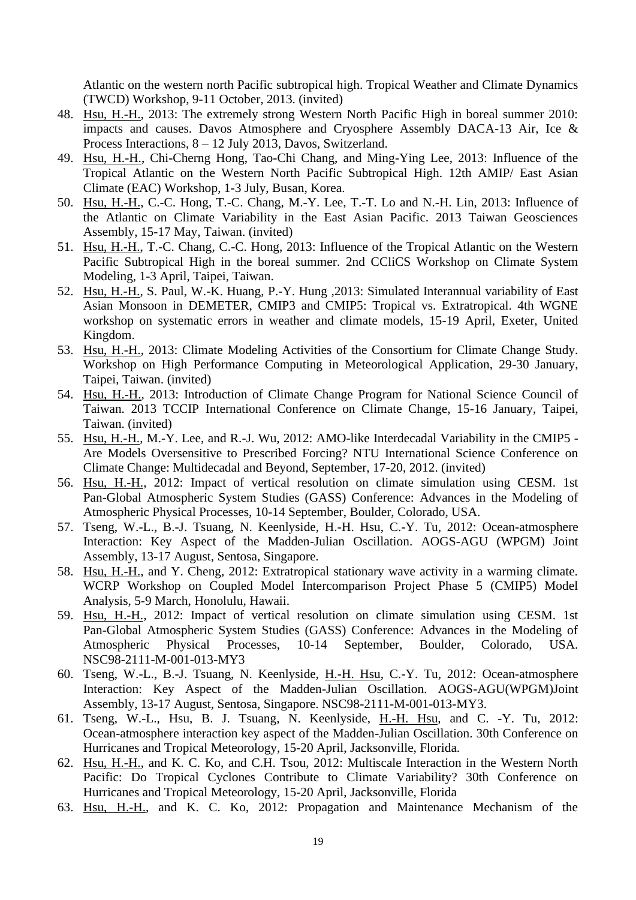Atlantic on the western north Pacific subtropical high. Tropical Weather and Climate Dynamics (TWCD) Workshop, 9-11 October, 2013. (invited)

48. Hsu, H.-H., 2013: The extremely strong Western North Pacific High in boreal summer 2010: impacts and causes. Davos Atmosphere and Cryosphere Assembly DACA-13 Air, Ice & Process Interactions, 8 – 12 July 2013, Davos, Switzerland.
49. Hsu, H.-H., Chi-Cherng Hong, Tao-Chi Chang, and Ming-Ying Lee, 2013: Influence of the Tropical Atlantic on the Western North Pacific Subtropical High. 12th AMIP/ East Asian Climate (EAC) Workshop, 1-3 July, Busan, Korea.
50. Hsu, H.-H., C.-C. Hong, T.-C. Chang, M.-Y. Lee, T.-T. Lo and N.-H. Lin, 2013: Influence of the Atlantic on Climate Variability in the East Asian Pacific. 2013 Taiwan Geosciences Assembly, 15-17 May, Taiwan. (invited)
51. Hsu, H.-H., T.-C. Chang, C.-C. Hong, 2013: Influence of the Tropical Atlantic on the Western Pacific Subtropical High in the boreal summer. 2nd CCliCS Workshop on Climate System Modeling, 1-3 April, Taipei, Taiwan.
52. Hsu, H.-H., S. Paul, W.-K. Huang, P.-Y. Hung ,2013: Simulated Interannual variability of East Asian Monsoon in DEMETER, CMIP3 and CMIP5: Tropical vs. Extratropical. 4th WGNE workshop on systematic errors in weather and climate models, 15-19 April, Exeter, United Kingdom.
53. Hsu, H.-H., 2013: Climate Modeling Activities of the Consortium for Climate Change Study. Workshop on High Performance Computing in Meteorological Application, 29-30 January, Taipei, Taiwan. (invited)
54. Hsu, H.-H., 2013: Introduction of Climate Change Program for National Science Council of Taiwan. 2013 TCCIP International Conference on Climate Change, 15-16 January, Taipei, Taiwan. (invited)
55. Hsu, H.-H., M.-Y. Lee, and R.-J. Wu, 2012: AMO-like Interdecadal Variability in the CMIP5 - Are Models Oversensitive to Prescribed Forcing? NTU International Science Conference on Climate Change: Multidecadal and Beyond, September, 17-20, 2012. (invited)
56. Hsu, H.-H., 2012: Impact of vertical resolution on climate simulation using CESM. 1st Pan-Global Atmospheric System Studies (GASS) Conference: Advances in the Modeling of Atmospheric Physical Processes, 10-14 September, Boulder, Colorado, USA.
57. Tseng, W.-L., B.-J. Tsuang, N. Keenlyside, H.-H. Hsu, C.-Y. Tu, 2012: Ocean-atmosphere Interaction: Key Aspect of the Madden-Julian Oscillation. AOGS-AGU (WPGM) Joint Assembly, 13-17 August, Sentosa, Singapore.
58. Hsu, H.-H., and Y. Cheng, 2012: Extratropical stationary wave activity in a warming climate. WCRP Workshop on Coupled Model Intercomparison Project Phase 5 (CMIP5) Model Analysis, 5-9 March, Honolulu, Hawaii.
59. Hsu, H.-H., 2012: Impact of vertical resolution on climate simulation using CESM. 1st Pan-Global Atmospheric System Studies (GASS) Conference: Advances in the Modeling of Atmospheric Physical Processes, 10-14 September, Boulder, Colorado, USA. NSC98-2111-M-001-013-MY3
60. Tseng, W.-L., B.-J. Tsuang, N. Keenlyside, H.-H. Hsu, C.-Y. Tu, 2012: Ocean-atmosphere Interaction: Key Aspect of the Madden-Julian Oscillation. AOGS-AGU(WPGM)Joint Assembly, 13-17 August, Sentosa, Singapore. NSC98-2111-M-001-013-MY3.
61. Tseng, W.-L., Hsu, B. J. Tsuang, N. Keenlyside, H.-H. Hsu, and C. -Y. Tu, 2012: Ocean-atmosphere interaction key aspect of the Madden-Julian Oscillation. 30th Conference on Hurricanes and Tropical Meteorology, 15-20 April, Jacksonville, Florida.
62. Hsu, H.-H., and K. C. Ko, and C.H. Tsou, 2012: Multiscale Interaction in the Western North Pacific: Do Tropical Cyclones Contribute to Climate Variability? 30th Conference on Hurricanes and Tropical Meteorology, 15-20 April, Jacksonville, Florida
63. Hsu, H.-H., and K. C. Ko, 2012: Propagation and Maintenance Mechanism of the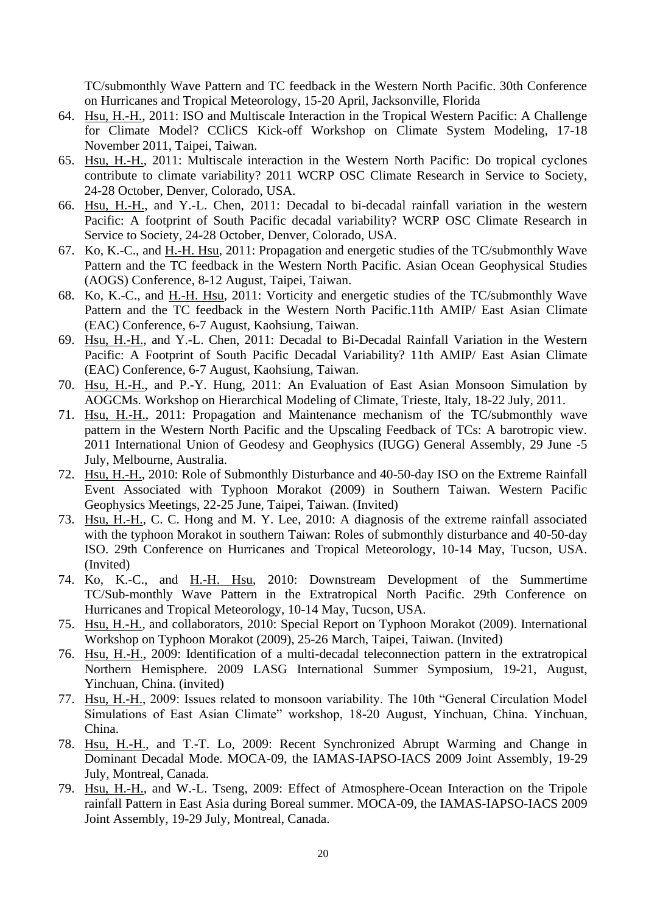TC/submonthly Wave Pattern and TC feedback in the Western North Pacific. 30th Conference on Hurricanes and Tropical Meteorology, 15-20 April, Jacksonville, Florida

64. Hsu, H.-H., 2011: ISO and Multiscale Interaction in the Tropical Western Pacific: A Challenge for Climate Model? CCliCS Kick-off Workshop on Climate System Modeling, 17-18 November 2011, Taipei, Taiwan.
65. Hsu, H.-H., 2011: Multiscale interaction in the Western North Pacific: Do tropical cyclones contribute to climate variability? 2011 WCRP OSC Climate Research in Service to Society, 24-28 October, Denver, Colorado, USA.
66. Hsu, H.-H., and Y.-L. Chen, 2011: Decadal to bi-decadal rainfall variation in the western Pacific: A footprint of South Pacific decadal variability? WCRP OSC Climate Research in Service to Society, 24-28 October, Denver, Colorado, USA.
67. Ko, K.-C., and H.-H. Hsu, 2011: Propagation and energetic studies of the TC/submonthly Wave Pattern and the TC feedback in the Western North Pacific. Asian Ocean Geophysical Studies (AOGS) Conference, 8-12 August, Taipei, Taiwan.
68. Ko, K.-C., and H.-H. Hsu, 2011: Vorticity and energetic studies of the TC/submonthly Wave Pattern and the TC feedback in the Western North Pacific.11th AMIP/ East Asian Climate (EAC) Conference, 6-7 August, Kaohsiung, Taiwan.
69. Hsu, H.-H., and Y.-L. Chen, 2011: Decadal to Bi-Decadal Rainfall Variation in the Western Pacific: A Footprint of South Pacific Decadal Variability? 11th AMIP/ East Asian Climate (EAC) Conference, 6-7 August, Kaohsiung, Taiwan.
70. Hsu, H.-H., and P.-Y. Hung, 2011: An Evaluation of East Asian Monsoon Simulation by AOGCMs. Workshop on Hierarchical Modeling of Climate, Trieste, Italy, 18-22 July, 2011.
71. Hsu, H.-H., 2011: Propagation and Maintenance mechanism of the TC/submonthly wave pattern in the Western North Pacific and the Upscaling Feedback of TCs: A barotropic view. 2011 International Union of Geodesy and Geophysics (IUGG) General Assembly, 29 June -5 July, Melbourne, Australia.
72. Hsu, H.-H., 2010: Role of Submonthly Disturbance and 40-50-day ISO on the Extreme Rainfall Event Associated with Typhoon Morakot (2009) in Southern Taiwan. Western Pacific Geophysics Meetings, 22-25 June, Taipei, Taiwan. (Invited)
73. Hsu, H.-H., C. C. Hong and M. Y. Lee, 2010: A diagnosis of the extreme rainfall associated with the typhoon Morakot in southern Taiwan: Roles of submonthly disturbance and 40-50-day ISO. 29th Conference on Hurricanes and Tropical Meteorology, 10-14 May, Tucson, USA. (Invited)
74. Ko, K.-C., and H.-H. Hsu, 2010: Downstream Development of the Summertime TC/Sub-monthly Wave Pattern in the Extratropical North Pacific. 29th Conference on Hurricanes and Tropical Meteorology, 10-14 May, Tucson, USA.
75. Hsu, H.-H., and collaborators, 2010: Special Report on Typhoon Morakot (2009). International Workshop on Typhoon Morakot (2009), 25-26 March, Taipei, Taiwan. (Invited)
76. Hsu, H.-H., 2009: Identification of a multi-decadal teleconnection pattern in the extratropical Northern Hemisphere. 2009 LASG International Summer Symposium, 19-21, August, Yinchuan, China. (invited)
77. Hsu, H.-H., 2009: Issues related to monsoon variability. The 10th "General Circulation Model Simulations of East Asian Climate" workshop, 18-20 August, Yinchuan, China. Yinchuan, China.
78. Hsu, H.-H., and T.-T. Lo, 2009: Recent Synchronized Abrupt Warming and Change in Dominant Decadal Mode. MOCA-09, the IAMAS-IAPSO-IACS 2009 Joint Assembly, 19-29 July, Montreal, Canada.
79. Hsu, H.-H., and W.-L. Tseng, 2009: Effect of Atmosphere-Ocean Interaction on the Tripole rainfall Pattern in East Asia during Boreal summer. MOCA-09, the IAMAS-IAPSO-IACS 2009 Joint Assembly, 19-29 July, Montreal, Canada.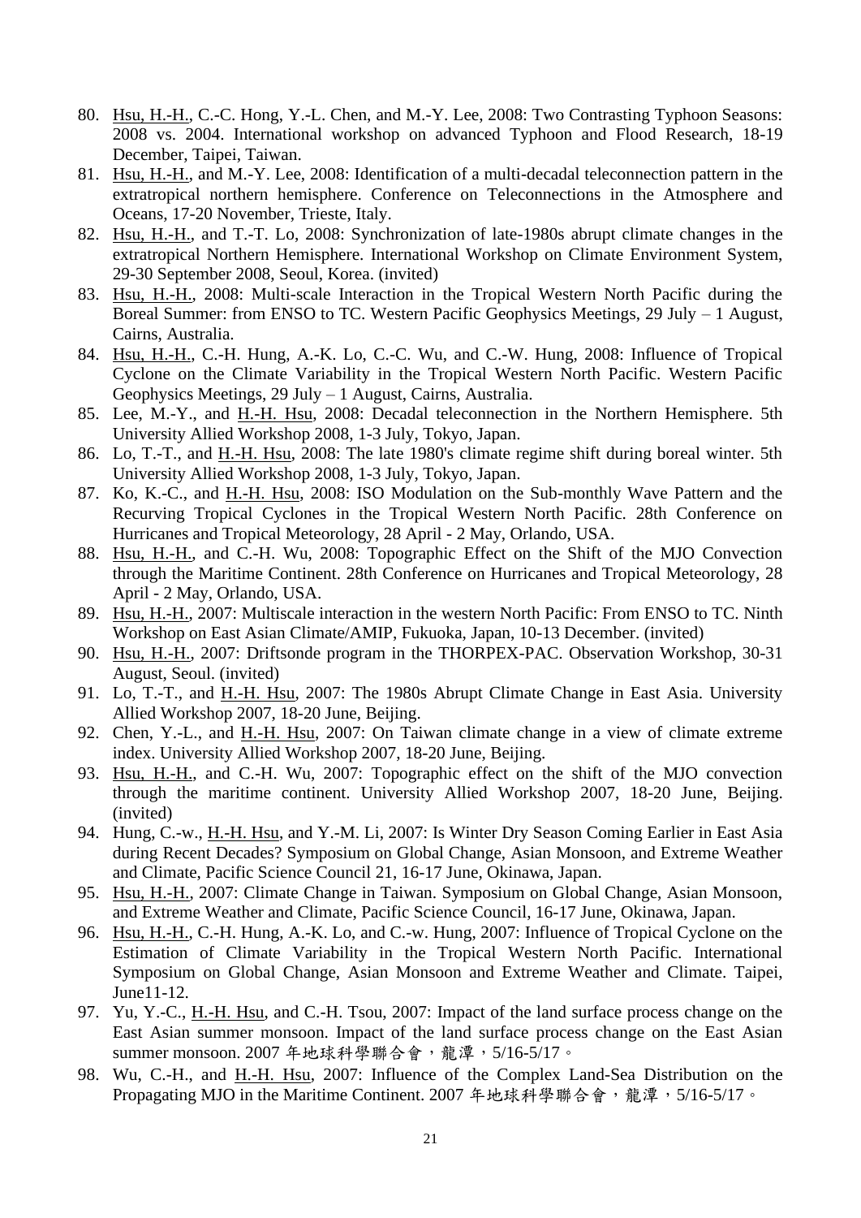80. Hsu, H.-H., C.-C. Hong, Y.-L. Chen, and M.-Y. Lee, 2008: Two Contrasting Typhoon Seasons: 2008 vs. 2004. International workshop on advanced Typhoon and Flood Research, 18-19 December, Taipei, Taiwan.
81. Hsu, H.-H., and M.-Y. Lee, 2008: Identification of a multi-decadal teleconnection pattern in the extratropical northern hemisphere. Conference on Teleconnections in the Atmosphere and Oceans, 17-20 November, Trieste, Italy.
82. Hsu, H.-H., and T.-T. Lo, 2008: Synchronization of late-1980s abrupt climate changes in the extratropical Northern Hemisphere. International Workshop on Climate Environment System, 29-30 September 2008, Seoul, Korea. (invited)
83. Hsu, H.-H., 2008: Multi-scale Interaction in the Tropical Western North Pacific during the Boreal Summer: from ENSO to TC. Western Pacific Geophysics Meetings, 29 July – 1 August, Cairns, Australia.
84. Hsu, H.-H., C.-H. Hung, A.-K. Lo, C.-C. Wu, and C.-W. Hung, 2008: Influence of Tropical Cyclone on the Climate Variability in the Tropical Western North Pacific. Western Pacific Geophysics Meetings, 29 July – 1 August, Cairns, Australia.
85. Lee, M.-Y., and H.-H. Hsu, 2008: Decadal teleconnection in the Northern Hemisphere. 5th University Allied Workshop 2008, 1-3 July, Tokyo, Japan.
86. Lo, T.-T., and H.-H. Hsu, 2008: The late 1980's climate regime shift during boreal winter. 5th University Allied Workshop 2008, 1-3 July, Tokyo, Japan.
87. Ko, K.-C., and H.-H. Hsu, 2008: ISO Modulation on the Sub-monthly Wave Pattern and the Recurving Tropical Cyclones in the Tropical Western North Pacific. 28th Conference on Hurricanes and Tropical Meteorology, 28 April - 2 May, Orlando, USA.
88. Hsu, H.-H., and C.-H. Wu, 2008: Topographic Effect on the Shift of the MJO Convection through the Maritime Continent. 28th Conference on Hurricanes and Tropical Meteorology, 28 April - 2 May, Orlando, USA.
89. Hsu, H.-H., 2007: Multiscale interaction in the western North Pacific: From ENSO to TC. Ninth Workshop on East Asian Climate/AMIP, Fukuoka, Japan, 10-13 December. (invited)
90. Hsu, H.-H., 2007: Driftsonde program in the THORPEX-PAC. Observation Workshop, 30-31 August, Seoul. (invited)
91. Lo, T.-T., and H.-H. Hsu, 2007: The 1980s Abrupt Climate Change in East Asia. University Allied Workshop 2007, 18-20 June, Beijing.
92. Chen, Y.-L., and H.-H. Hsu, 2007: On Taiwan climate change in a view of climate extreme index. University Allied Workshop 2007, 18-20 June, Beijing.
93. Hsu, H.-H., and C.-H. Wu, 2007: Topographic effect on the shift of the MJO convection through the maritime continent. University Allied Workshop 2007, 18-20 June, Beijing. (invited)
94. Hung, C.-w., H.-H. Hsu, and Y.-M. Li, 2007: Is Winter Dry Season Coming Earlier in East Asia during Recent Decades? Symposium on Global Change, Asian Monsoon, and Extreme Weather and Climate, Pacific Science Council 21, 16-17 June, Okinawa, Japan.
95. Hsu, H.-H., 2007: Climate Change in Taiwan. Symposium on Global Change, Asian Monsoon, and Extreme Weather and Climate, Pacific Science Council, 16-17 June, Okinawa, Japan.
96. Hsu, H.-H., C.-H. Hung, A.-K. Lo, and C.-w. Hung, 2007: Influence of Tropical Cyclone on the Estimation of Climate Variability in the Tropical Western North Pacific. International Symposium on Global Change, Asian Monsoon and Extreme Weather and Climate. Taipei, June11-12.
97. Yu, Y.-C., H.-H. Hsu, and C.-H. Tsou, 2007: Impact of the land surface process change on the East Asian summer monsoon. Impact of the land surface process change on the East Asian summer monsoon. 2007 年地球科學聯合會，龍潭，5/16-5/17。
98. Wu, C.-H., and H.-H. Hsu, 2007: Influence of the Complex Land-Sea Distribution on the Propagating MJO in the Maritime Continent. 2007 年地球科學聯合會，龍潭，5/16-5/17。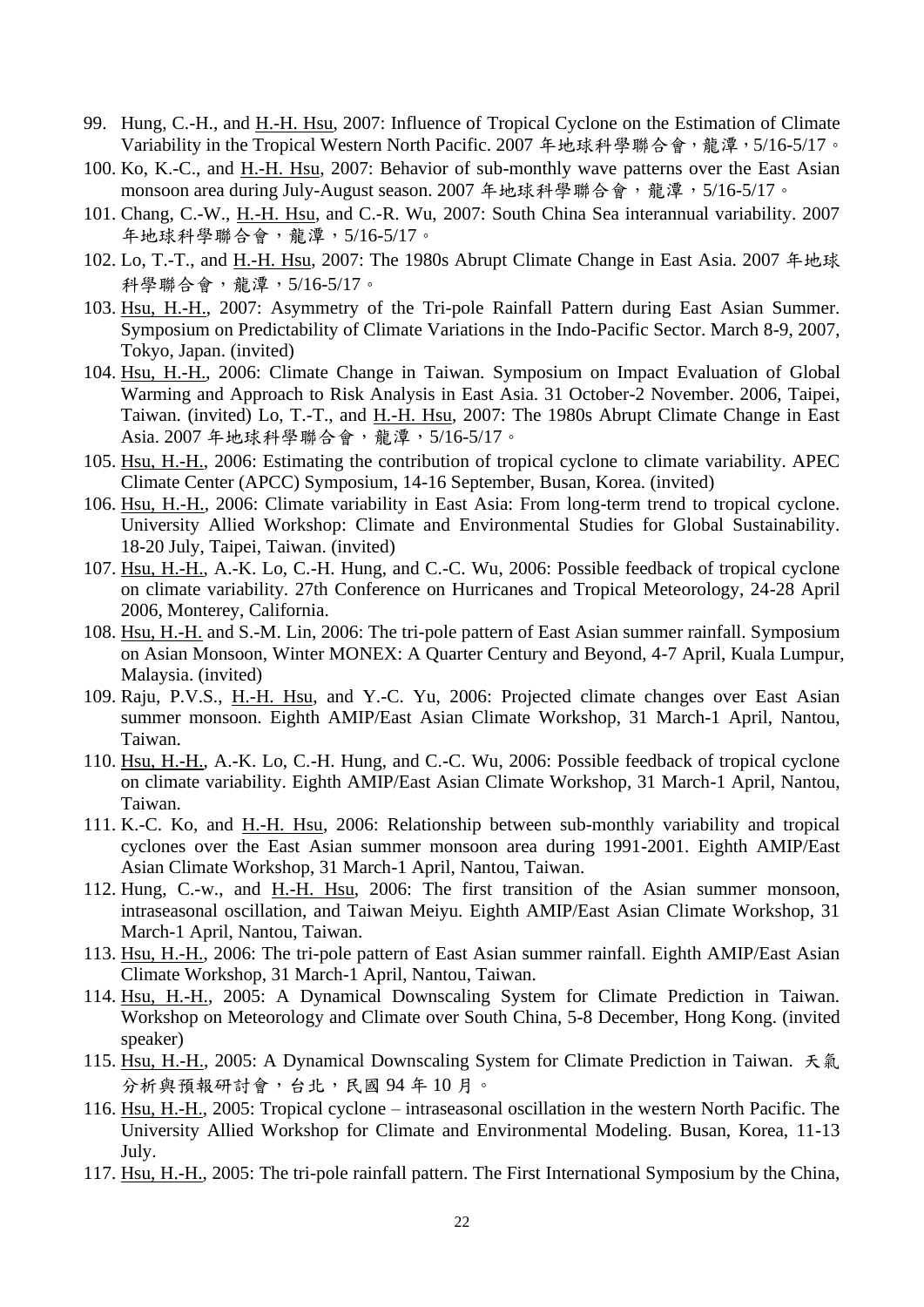99. Hung, C.-H., and H.-H. Hsu, 2007: Influence of Tropical Cyclone on the Estimation of Climate Variability in the Tropical Western North Pacific. 2007 年地球科學聯合會，龍潭，5/16-5/17。
100. Ko, K.-C., and H.-H. Hsu, 2007: Behavior of sub-monthly wave patterns over the East Asian monsoon area during July-August season. 2007 年地球科學聯合會，龍潭，5/16-5/17。
101. Chang, C.-W., H.-H. Hsu, and C.-R. Wu, 2007: South China Sea interannual variability. 2007 年地球科學聯合會，龍潭，5/16-5/17。
102. Lo, T.-T., and H.-H. Hsu, 2007: The 1980s Abrupt Climate Change in East Asia. 2007 年地球科學聯合會，龍潭，5/16-5/17。
103. Hsu, H.-H., 2007: Asymmetry of the Tri-pole Rainfall Pattern during East Asian Summer. Symposium on Predictability of Climate Variations in the Indo-Pacific Sector. March 8-9, 2007, Tokyo, Japan. (invited)
104. Hsu, H.-H., 2006: Climate Change in Taiwan. Symposium on Impact Evaluation of Global Warming and Approach to Risk Analysis in East Asia. 31 October-2 November. 2006, Taipei, Taiwan. (invited) Lo, T.-T., and H.-H. Hsu, 2007: The 1980s Abrupt Climate Change in East Asia. 2007 年地球科學聯合會，龍潭，5/16-5/17。
105. Hsu, H.-H., 2006: Estimating the contribution of tropical cyclone to climate variability. APEC Climate Center (APCC) Symposium, 14-16 September, Busan, Korea. (invited)
106. Hsu, H.-H., 2006: Climate variability in East Asia: From long-term trend to tropical cyclone. University Allied Workshop: Climate and Environmental Studies for Global Sustainability. 18-20 July, Taipei, Taiwan. (invited)
107. Hsu, H.-H., A.-K. Lo, C.-H. Hung, and C.-C. Wu, 2006: Possible feedback of tropical cyclone on climate variability. 27th Conference on Hurricanes and Tropical Meteorology, 24-28 April 2006, Monterey, California.
108. Hsu, H.-H. and S.-M. Lin, 2006: The tri-pole pattern of East Asian summer rainfall. Symposium on Asian Monsoon, Winter MONEX: A Quarter Century and Beyond, 4-7 April, Kuala Lumpur, Malaysia. (invited)
109. Raju, P.V.S., H.-H. Hsu, and Y.-C. Yu, 2006: Projected climate changes over East Asian summer monsoon. Eighth AMIP/East Asian Climate Workshop, 31 March-1 April, Nantou, Taiwan.
110. Hsu, H.-H., A.-K. Lo, C.-H. Hung, and C.-C. Wu, 2006: Possible feedback of tropical cyclone on climate variability. Eighth AMIP/East Asian Climate Workshop, 31 March-1 April, Nantou, Taiwan.
111. K.-C. Ko, and H.-H. Hsu, 2006: Relationship between sub-monthly variability and tropical cyclones over the East Asian summer monsoon area during 1991-2001. Eighth AMIP/East Asian Climate Workshop, 31 March-1 April, Nantou, Taiwan.
112. Hung, C.-w., and H.-H. Hsu, 2006: The first transition of the Asian summer monsoon, intraseasonal oscillation, and Taiwan Meiyu. Eighth AMIP/East Asian Climate Workshop, 31 March-1 April, Nantou, Taiwan.
113. Hsu, H.-H., 2006: The tri-pole pattern of East Asian summer rainfall. Eighth AMIP/East Asian Climate Workshop, 31 March-1 April, Nantou, Taiwan.
114. Hsu, H.-H., 2005: A Dynamical Downscaling System for Climate Prediction in Taiwan. Workshop on Meteorology and Climate over South China, 5-8 December, Hong Kong. (invited speaker)
115. Hsu, H.-H., 2005: A Dynamical Downscaling System for Climate Prediction in Taiwan. 天氣分析與預報研討會，台北，民國 94 年 10 月。
116. Hsu, H.-H., 2005: Tropical cyclone – intraseasonal oscillation in the western North Pacific. The University Allied Workshop for Climate and Environmental Modeling. Busan, Korea, 11-13 July.
117. Hsu, H.-H., 2005: The tri-pole rainfall pattern. The First International Symposium by the China,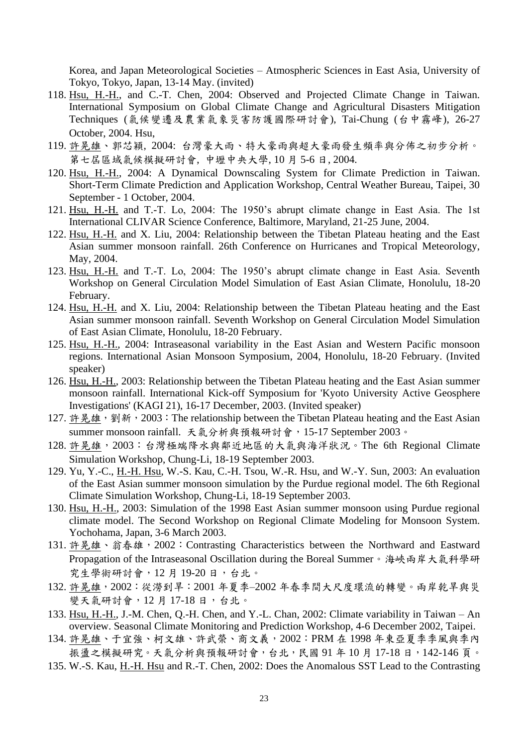Korea, and Japan Meteorological Societies – Atmospheric Sciences in East Asia, University of Tokyo, Tokyo, Japan, 13-14 May. (invited)

118. Hsu, H.-H., and C.-T. Chen, 2004: Observed and Projected Climate Change in Taiwan. International Symposium on Global Climate Change and Agricultural Disasters Mitigation Techniques (氣候變遷及農業氣象災害防護國際研討會), Tai-Chung (台中霧峰), 26-27 October, 2004. Hsu,
119. 許晃雄、郭芯穎, 2004: 台灣豪大雨、特大豪雨與超大豪雨發生頻率與分佈之初步分析。第七屆區域氣候模擬研討會, 中壢中央大學, 10 月 5-6 日, 2004.
120. Hsu, H.-H., 2004: A Dynamical Downscaling System for Climate Prediction in Taiwan. Short-Term Climate Prediction and Application Workshop, Central Weather Bureau, Taipei, 30 September - 1 October, 2004.
121. Hsu, H.-H. and T.-T. Lo, 2004: The 1950's abrupt climate change in East Asia. The 1st International CLIVAR Science Conference, Baltimore, Maryland, 21-25 June, 2004.
122. Hsu, H.-H. and X. Liu, 2004: Relationship between the Tibetan Plateau heating and the East Asian summer monsoon rainfall. 26th Conference on Hurricanes and Tropical Meteorology, May, 2004.
123. Hsu, H.-H. and T.-T. Lo, 2004: The 1950's abrupt climate change in East Asia. Seventh Workshop on General Circulation Model Simulation of East Asian Climate, Honolulu, 18-20 February.
124. Hsu, H.-H. and X. Liu, 2004: Relationship between the Tibetan Plateau heating and the East Asian summer monsoon rainfall. Seventh Workshop on General Circulation Model Simulation of East Asian Climate, Honolulu, 18-20 February.
125. Hsu, H.-H., 2004: Intraseasonal variability in the East Asian and Western Pacific monsoon regions. International Asian Monsoon Symposium, 2004, Honolulu, 18-20 February. (Invited speaker)
126. Hsu, H.-H., 2003: Relationship between the Tibetan Plateau heating and the East Asian summer monsoon rainfall. International Kick-off Symposium for 'Kyoto University Active Geosphere Investigations' (KAGI 21), 16-17 December, 2003. (Invited speaker)
127. 許晃雄，劉新，2003：The relationship between the Tibetan Plateau heating and the East Asian summer monsoon rainfall. 天氣分析與預報研討會，15-17 September 2003。
128. 許晃雄，2003：台灣極端降水與鄰近地區的大氣與海洋狀況。The 6th Regional Climate Simulation Workshop, Chung-Li, 18-19 September 2003.
129. Yu, Y.-C., H.-H. Hsu, W.-S. Kau, C.-H. Tsou, W.-R. Hsu, and W.-Y. Sun, 2003: An evaluation of the East Asian summer monsoon simulation by the Purdue regional model. The 6th Regional Climate Simulation Workshop, Chung-Li, 18-19 September 2003.
130. Hsu, H.-H., 2003: Simulation of the 1998 East Asian summer monsoon using Purdue regional climate model. The Second Workshop on Regional Climate Modeling for Monsoon System. Yochohama, Japan, 3-6 March 2003.
131. 許晃雄、翁春雄，2002：Contrasting Characteristics between the Northward and Eastward Propagation of the Intraseasonal Oscillation during the Boreal Summer。海峽兩岸大氣科學研究生學術研討會，12 月 19-20 日，台北。
132. 許晃雄，2002：從澇到旱：2001 年夏季–2002 年春季間大尺度環流的轉變。兩岸乾旱與災變天氣研討會，12 月 17-18 日，台北。
133. Hsu, H.-H., J.-M. Chen, Q.-H. Chen, and Y.-L. Chan, 2002: Climate variability in Taiwan – An overview. Seasonal Climate Monitoring and Prediction Workshop, 4-6 December 2002, Taipei.
134. 許晃雄、于宜強、柯文雄、許武榮、商文義，2002：PRM 在 1998 年東亞夏季季風與季內振盪之模擬研究。天氣分析與預報研討會，台北，民國 91 年 10 月 17-18 日，142-146 頁。
135. W.-S. Kau, H.-H. Hsu and R.-T. Chen, 2002: Does the Anomalous SST Lead to the Contrasting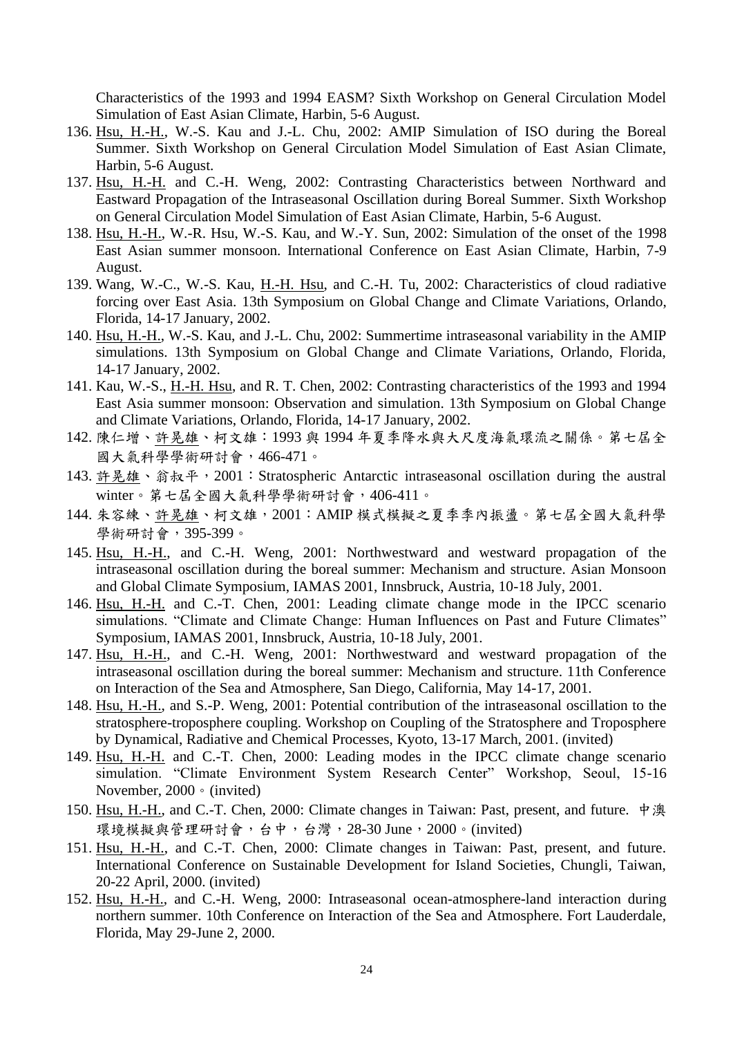Characteristics of the 1993 and 1994 EASM? Sixth Workshop on General Circulation Model Simulation of East Asian Climate, Harbin, 5-6 August.

136. Hsu, H.-H., W.-S. Kau and J.-L. Chu, 2002: AMIP Simulation of ISO during the Boreal Summer. Sixth Workshop on General Circulation Model Simulation of East Asian Climate, Harbin, 5-6 August.
137. Hsu, H.-H. and C.-H. Weng, 2002: Contrasting Characteristics between Northward and Eastward Propagation of the Intraseasonal Oscillation during Boreal Summer. Sixth Workshop on General Circulation Model Simulation of East Asian Climate, Harbin, 5-6 August.
138. Hsu, H.-H., W.-R. Hsu, W.-S. Kau, and W.-Y. Sun, 2002: Simulation of the onset of the 1998 East Asian summer monsoon. International Conference on East Asian Climate, Harbin, 7-9 August.
139. Wang, W.-C., W.-S. Kau, H.-H. Hsu, and C.-H. Tu, 2002: Characteristics of cloud radiative forcing over East Asia. 13th Symposium on Global Change and Climate Variations, Orlando, Florida, 14-17 January, 2002.
140. Hsu, H.-H., W.-S. Kau, and J.-L. Chu, 2002: Summertime intraseasonal variability in the AMIP simulations. 13th Symposium on Global Change and Climate Variations, Orlando, Florida, 14-17 January, 2002.
141. Kau, W.-S., H.-H. Hsu, and R. T. Chen, 2002: Contrasting characteristics of the 1993 and 1994 East Asia summer monsoon: Observation and simulation. 13th Symposium on Global Change and Climate Variations, Orlando, Florida, 14-17 January, 2002.
142. 陳仁增、許晃雄、柯文雄：1993 與 1994 年夏季降水與大尺度海氣環流之關係。第七屆全國大氣科學學術研討會，466-471。
143. 許晃雄、翁叔平，2001：Stratospheric Antarctic intraseasonal oscillation during the austral winter。第七屆全國大氣科學學術研討會，406-411。
144. 朱容練、許晃雄、柯文雄，2001：AMIP 模式模擬之夏季季內振盪。第七屆全國大氣科學學術研討會，395-399。
145. Hsu, H.-H., and C.-H. Weng, 2001: Northwestward and westward propagation of the intraseasonal oscillation during the boreal summer: Mechanism and structure. Asian Monsoon and Global Climate Symposium, IAMAS 2001, Innsbruck, Austria, 10-18 July, 2001.
146. Hsu, H.-H. and C.-T. Chen, 2001: Leading climate change mode in the IPCC scenario simulations. "Climate and Climate Change: Human Influences on Past and Future Climates" Symposium, IAMAS 2001, Innsbruck, Austria, 10-18 July, 2001.
147. Hsu, H.-H., and C.-H. Weng, 2001: Northwestward and westward propagation of the intraseasonal oscillation during the boreal summer: Mechanism and structure. 11th Conference on Interaction of the Sea and Atmosphere, San Diego, California, May 14-17, 2001.
148. Hsu, H.-H., and S.-P. Weng, 2001: Potential contribution of the intraseasonal oscillation to the stratosphere-troposphere coupling. Workshop on Coupling of the Stratosphere and Troposphere by Dynamical, Radiative and Chemical Processes, Kyoto, 13-17 March, 2001. (invited)
149. Hsu, H.-H. and C.-T. Chen, 2000: Leading modes in the IPCC climate change scenario simulation. "Climate Environment System Research Center" Workshop, Seoul, 15-16 November, 2000。(invited)
150. Hsu, H.-H., and C.-T. Chen, 2000: Climate changes in Taiwan: Past, present, and future. 中澳環境模擬與管理研討會，台中，台灣，28-30 June，2000。(invited)
151. Hsu, H.-H., and C.-T. Chen, 2000: Climate changes in Taiwan: Past, present, and future. International Conference on Sustainable Development for Island Societies, Chungli, Taiwan, 20-22 April, 2000. (invited)
152. Hsu, H.-H., and C.-H. Weng, 2000: Intraseasonal ocean-atmosphere-land interaction during northern summer. 10th Conference on Interaction of the Sea and Atmosphere. Fort Lauderdale, Florida, May 29-June 2, 2000.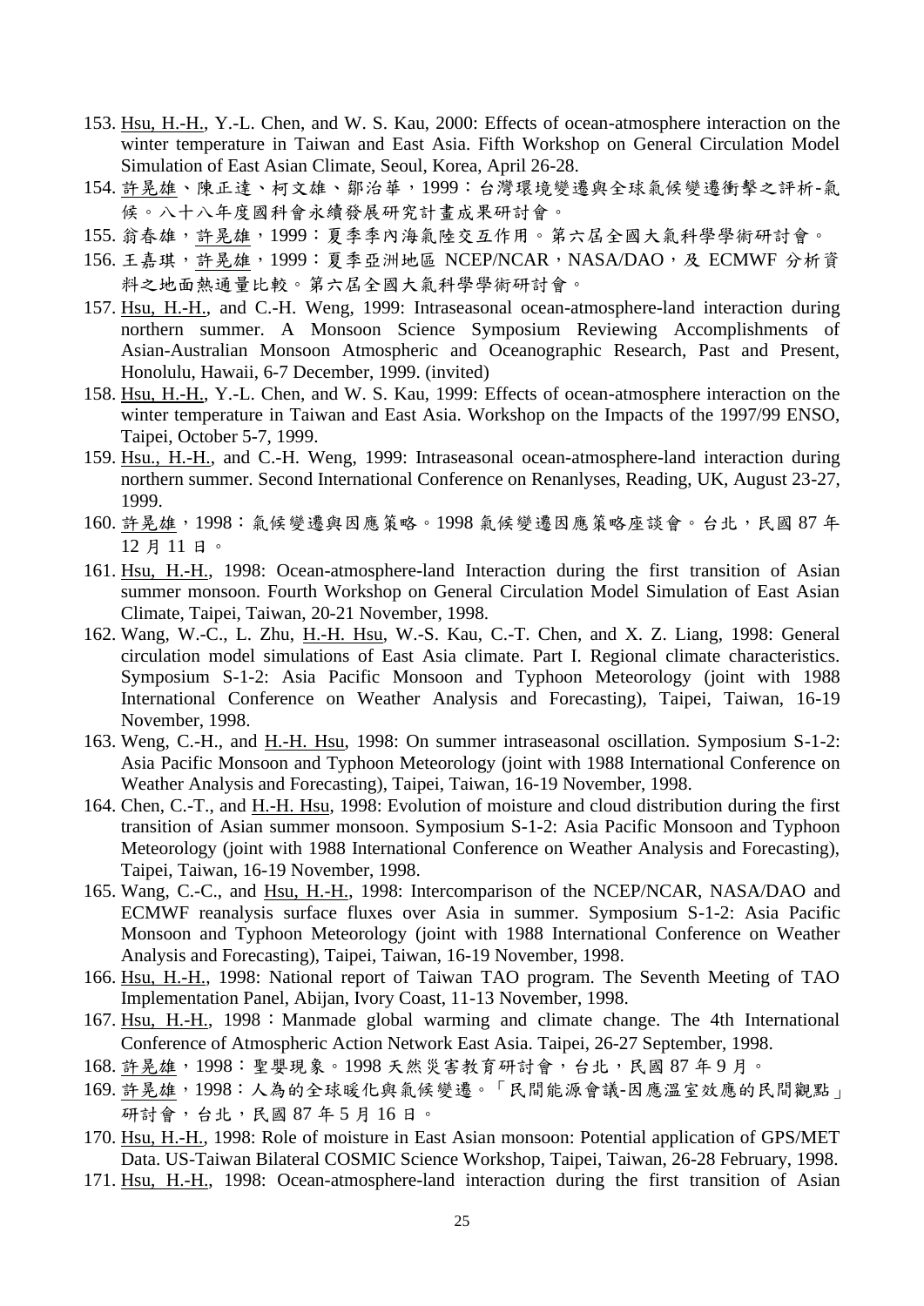153. Hsu, H.-H., Y.-L. Chen, and W. S. Kau, 2000: Effects of ocean-atmosphere interaction on the winter temperature in Taiwan and East Asia. Fifth Workshop on General Circulation Model Simulation of East Asian Climate, Seoul, Korea, April 26-28.
154. 許晃雄、陳正達、柯文雄、鄒治華，1999：台灣環境變遷與全球氣候變遷衝擊之評析-氣候。八十八年度國科會永續發展研究計畫成果研討會。
155. 翁春雄，許晃雄，1999：夏季季內海氣陸交互作用。第六屆全國大氣科學學術研討會。
156. 王嘉琪，許晃雄，1999：夏季亞洲地區 NCEP/NCAR，NASA/DAO，及 ECMWF 分析資料之地面熱通量比較。第六屆全國大氣科學學術研討會。
157. Hsu, H.-H., and C.-H. Weng, 1999: Intraseasonal ocean-atmosphere-land interaction during northern summer. A Monsoon Science Symposium Reviewing Accomplishments of Asian-Australian Monsoon Atmospheric and Oceanographic Research, Past and Present, Honolulu, Hawaii, 6-7 December, 1999. (invited)
158. Hsu, H.-H., Y.-L. Chen, and W. S. Kau, 1999: Effects of ocean-atmosphere interaction on the winter temperature in Taiwan and East Asia. Workshop on the Impacts of the 1997/99 ENSO, Taipei, October 5-7, 1999.
159. Hsu., H.-H., and C.-H. Weng, 1999: Intraseasonal ocean-atmosphere-land interaction during northern summer. Second International Conference on Renanlyses, Reading, UK, August 23-27, 1999.
160. 許晃雄，1998：氣候變遷與因應策略。1998 氣候變遷因應策略座談會。台北，民國 87 年 12 月 11 日。
161. Hsu, H.-H., 1998: Ocean-atmosphere-land Interaction during the first transition of Asian summer monsoon. Fourth Workshop on General Circulation Model Simulation of East Asian Climate, Taipei, Taiwan, 20-21 November, 1998.
162. Wang, W.-C., L. Zhu, H.-H. Hsu, W.-S. Kau, C.-T. Chen, and X. Z. Liang, 1998: General circulation model simulations of East Asia climate. Part I. Regional climate characteristics. Symposium S-1-2: Asia Pacific Monsoon and Typhoon Meteorology (joint with 1988 International Conference on Weather Analysis and Forecasting), Taipei, Taiwan, 16-19 November, 1998.
163. Weng, C.-H., and H.-H. Hsu, 1998: On summer intraseasonal oscillation. Symposium S-1-2: Asia Pacific Monsoon and Typhoon Meteorology (joint with 1988 International Conference on Weather Analysis and Forecasting), Taipei, Taiwan, 16-19 November, 1998.
164. Chen, C.-T., and H.-H. Hsu, 1998: Evolution of moisture and cloud distribution during the first transition of Asian summer monsoon. Symposium S-1-2: Asia Pacific Monsoon and Typhoon Meteorology (joint with 1988 International Conference on Weather Analysis and Forecasting), Taipei, Taiwan, 16-19 November, 1998.
165. Wang, C.-C., and Hsu, H.-H., 1998: Intercomparison of the NCEP/NCAR, NASA/DAO and ECMWF reanalysis surface fluxes over Asia in summer. Symposium S-1-2: Asia Pacific Monsoon and Typhoon Meteorology (joint with 1988 International Conference on Weather Analysis and Forecasting), Taipei, Taiwan, 16-19 November, 1998.
166. Hsu, H.-H., 1998: National report of Taiwan TAO program. The Seventh Meeting of TAO Implementation Panel, Abijan, Ivory Coast, 11-13 November, 1998.
167. Hsu, H.-H., 1998：Manmade global warming and climate change. The 4th International Conference of Atmospheric Action Network East Asia. Taipei, 26-27 September, 1998.
168. 許晃雄，1998：聖嬰現象。1998 天然災害教育研討會，台北，民國 87 年 9 月。
169. 許晃雄，1998：人為的全球暖化與氣候變遷。「民間能源會議-因應溫室效應的民間觀點」研討會，台北，民國 87 年 5 月 16 日。
170. Hsu, H.-H., 1998: Role of moisture in East Asian monsoon: Potential application of GPS/MET Data. US-Taiwan Bilateral COSMIC Science Workshop, Taipei, Taiwan, 26-28 February, 1998.
171. Hsu, H.-H., 1998: Ocean-atmosphere-land interaction during the first transition of Asian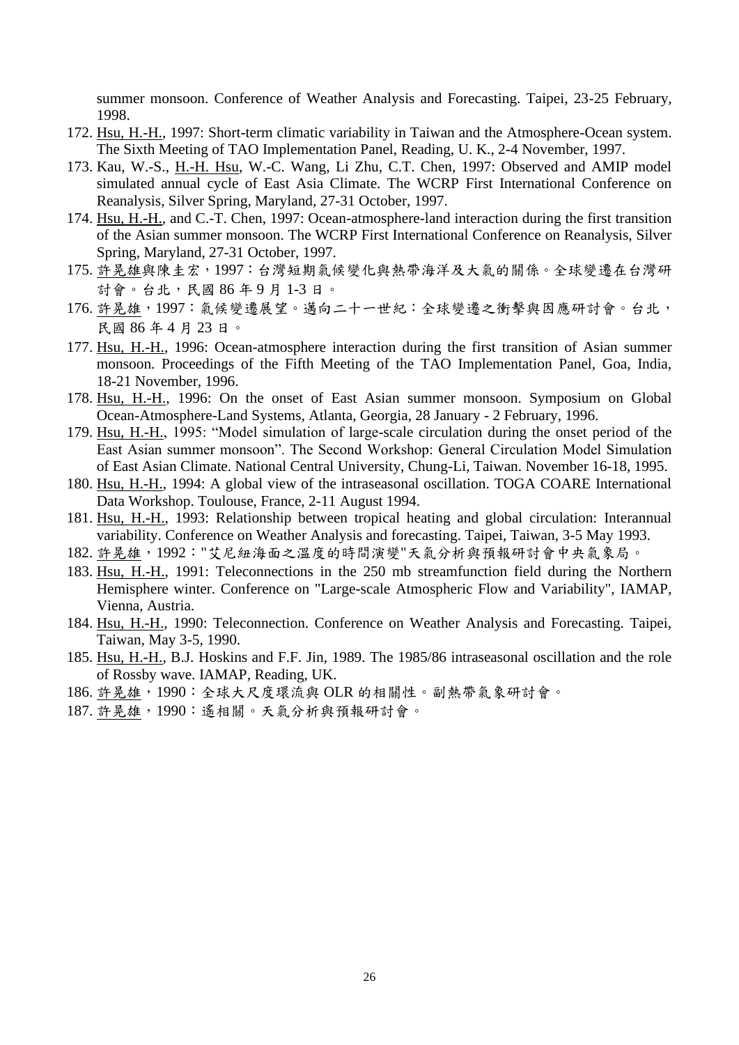summer monsoon. Conference of Weather Analysis and Forecasting. Taipei, 23-25 February, 1998.

172. Hsu, H.-H., 1997: Short-term climatic variability in Taiwan and the Atmosphere-Ocean system. The Sixth Meeting of TAO Implementation Panel, Reading, U. K., 2-4 November, 1997.
173. Kau, W.-S., H.-H. Hsu, W.-C. Wang, Li Zhu, C.T. Chen, 1997: Observed and AMIP model simulated annual cycle of East Asia Climate. The WCRP First International Conference on Reanalysis, Silver Spring, Maryland, 27-31 October, 1997.
174. Hsu, H.-H., and C.-T. Chen, 1997: Ocean-atmosphere-land interaction during the first transition of the Asian summer monsoon. The WCRP First International Conference on Reanalysis, Silver Spring, Maryland, 27-31 October, 1997.
175. 許晃雄與陳圭宏，1997：台灣短期氣候變化與熱帶海洋及大氣的關係。全球變遷在台灣研討會。台北，民國 86 年 9 月 1-3 日。
176. 許晃雄，1997：氣候變遷展望。邁向二十一世紀：全球變遷之衝擊與因應研討會。台北，民國 86 年 4 月 23 日。
177. Hsu, H.-H., 1996: Ocean-atmosphere interaction during the first transition of Asian summer monsoon. Proceedings of the Fifth Meeting of the TAO Implementation Panel, Goa, India, 18-21 November, 1996.
178. Hsu, H.-H., 1996: On the onset of East Asian summer monsoon. Symposium on Global Ocean-Atmosphere-Land Systems, Atlanta, Georgia, 28 January - 2 February, 1996.
179. Hsu, H.-H., 1995: "Model simulation of large-scale circulation during the onset period of the East Asian summer monsoon". The Second Workshop: General Circulation Model Simulation of East Asian Climate. National Central University, Chung-Li, Taiwan. November 16-18, 1995.
180. Hsu, H.-H., 1994: A global view of the intraseasonal oscillation. TOGA COARE International Data Workshop. Toulouse, France, 2-11 August 1994.
181. Hsu, H.-H., 1993: Relationship between tropical heating and global circulation: Interannual variability. Conference on Weather Analysis and forecasting. Taipei, Taiwan, 3-5 May 1993.
182. 許晃雄，1992："艾尼紐海面之溫度的時間演變"天氣分析與預報研討會中央氣象局。
183. Hsu, H.-H., 1991: Teleconnections in the 250 mb streamfunction field during the Northern Hemisphere winter. Conference on "Large-scale Atmospheric Flow and Variability", IAMAP, Vienna, Austria.
184. Hsu, H.-H., 1990: Teleconnection. Conference on Weather Analysis and Forecasting. Taipei, Taiwan, May 3-5, 1990.
185. Hsu, H.-H., B.J. Hoskins and F.F. Jin, 1989. The 1985/86 intraseasonal oscillation and the role of Rossby wave. IAMAP, Reading, UK.
186. 許晃雄，1990：全球大尺度環流與 OLR 的相關性。副熱帶氣象研討會。
187. 許晃雄，1990：遙相關。天氣分析與預報研討會。